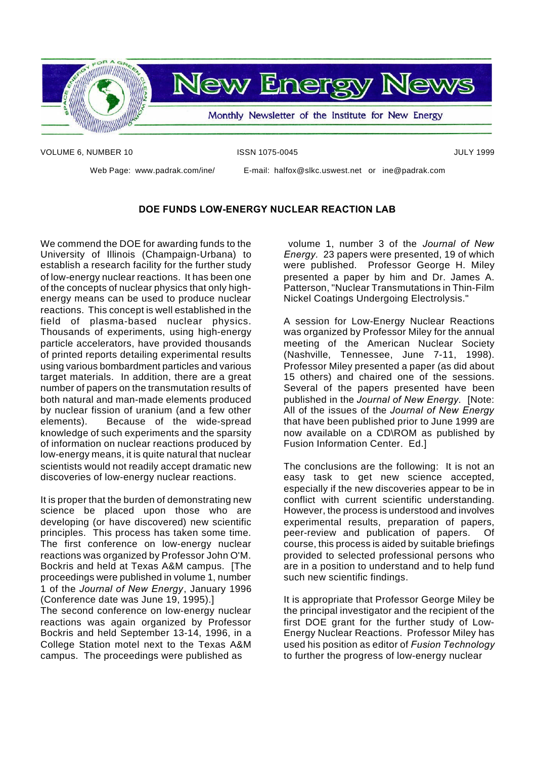# New Energy News

Monthly Newsletter of the Institute for New Energy

VOLUME 6, NUMBER 10 ISSN 1075-0045 JULY 1999

Web Page: www.padrak.com/ine/ E-mail: halfox@slkc.uswest.net or ine@padrak.com

## DOE FUNDS LOW-ENERGY NUCLEAR REACTION LAB

We commend the DOE for awarding funds to the University of Illinois (Champaign-Urbana) to establish a research facility for the further study of low-energy nuclear reactions. It has been one of the concepts of nuclear physics that only high-energy means can be used to produce nuclear reactions. This concept is well established in the field of plasma-based nuclear physics. Thousands of experiments, using high-energy particle accelerators, have provided thousands of printed reports detailing experimental results using various bombardment particles and various target materials. In addition, there are a great number of papers on the transmutation results of both natural and man-made elements produced by nuclear fission of uranium (and a few other elements). Because of the wide-spread knowledge of such experiments and the sparsity of information on nuclear reactions produced by low-energy means, it is quite natural that nuclear scientists would not readily accept dramatic new discoveries of low-energy nuclear reactions.

It is proper that the burden of demonstrating new science be placed upon those who are developing (or have discovered) new scientific principles. This process has taken some time. The first conference on low-energy nuclear reactions was organized by Professor John O'M. Bockris and held at Texas A&M campus. [The proceedings were published in volume 1, number 1 of the *Journal of New Energy*, January 1996 (Conference date was June 19, 1995).]
The second conference on low-energy nuclear reactions was again organized by Professor Bockris and held September 13-14, 1996, in a College Station motel next to the Texas A&M campus. The proceedings were published as volume 1, number 3 of the *Journal of New Energy*. 23 papers were presented, 19 of which were published. Professor George H. Miley presented a paper by him and Dr. James A. Patterson, "Nuclear Transmutations in Thin-Film Nickel Coatings Undergoing Electrolysis."

A session for Low-Energy Nuclear Reactions was organized by Professor Miley for the annual meeting of the American Nuclear Society (Nashville, Tennessee, June 7-11, 1998). Professor Miley presented a paper (as did about 15 others) and chaired one of the sessions. Several of the papers presented have been published in the *Journal of New Energy*. [Note: All of the issues of the *Journal of New Energy* that have been published prior to June 1999 are now available on a CD\ROM as published by Fusion Information Center. Ed.]

The conclusions are the following: It is not an easy task to get new science accepted, especially if the new discoveries appear to be in conflict with current scientific understanding. However, the process is understood and involves experimental results, preparation of papers, peer-review and publication of papers. Of course, this process is aided by suitable briefings provided to selected professional persons who are in a position to understand and to help fund such new scientific findings.

It is appropriate that Professor George Miley be the principal investigator and the recipient of the first DOE grant for the further study of Low-Energy Nuclear Reactions. Professor Miley has used his position as editor of *Fusion Technology* to further the progress of low-energy nuclear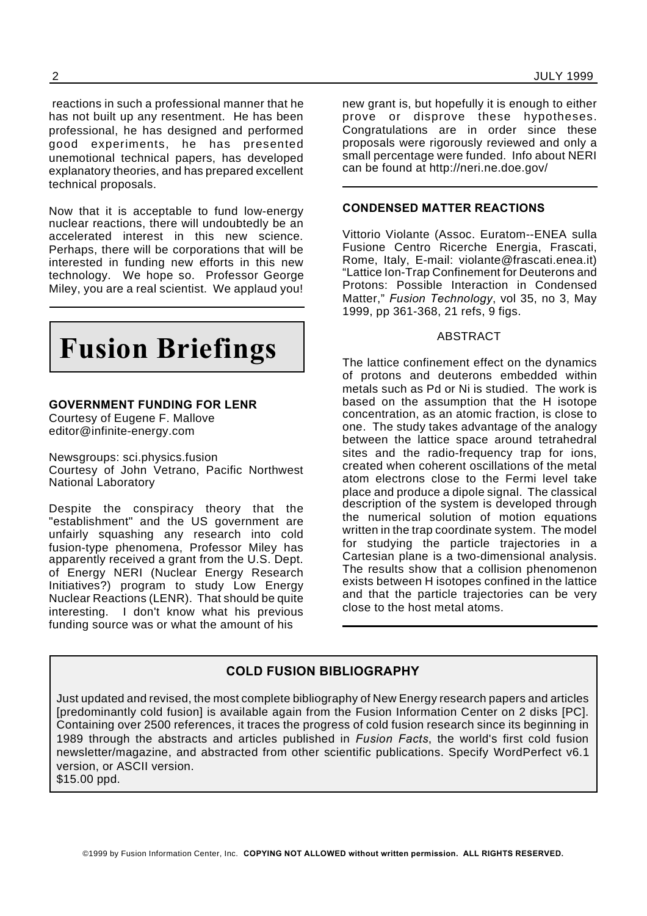reactions in such a professional manner that he has not built up any resentment. He has been professional, he has designed and performed good experiments, he has presented unemotional technical papers, has developed explanatory theories, and has prepared excellent technical proposals.

Now that it is acceptable to fund low-energy nuclear reactions, there will undoubtedly be an accelerated interest in this new science. Perhaps, there will be corporations that will be interested in funding new efforts in this new technology. We hope so. Professor George Miley, you are a real scientist. We applaud you!

# Fusion Briefings

**GOVERNMENT FUNDING FOR LENR**
Courtesy of Eugene F. Mallove
editor@infinite-energy.com

Newsgroups: sci.physics.fusion
Courtesy of John Vetrano, Pacific Northwest National Laboratory

Despite the conspiracy theory that the "establishment" and the US government are unfairly squashing any research into cold fusion-type phenomena, Professor Miley has apparently received a grant from the U.S. Dept. of Energy NERI (Nuclear Energy Research Initiatives?) program to study Low Energy Nuclear Reactions (LENR). That should be quite interesting. I don't know what his previous funding source was or what the amount of his new grant is, but hopefully it is enough to either prove or disprove these hypotheses. Congratulations are in order since these proposals were rigorously reviewed and only a small percentage were funded. Info about NERI can be found at http://neri.ne.doe.gov/

**CONDENSED MATTER REACTIONS**

Vittorio Violante (Assoc. Euratom--ENEA sulla Fusione Centro Ricerche Energia, Frascati, Rome, Italy, E-mail: violante@frascati.enea.it) "Lattice Ion-Trap Confinement for Deuterons and Protons: Possible Interaction in Condensed Matter," *Fusion Technology*, vol 35, no 3, May 1999, pp 361-368, 21 refs, 9 figs.

ABSTRACT

The lattice confinement effect on the dynamics of protons and deuterons embedded within metals such as Pd or Ni is studied. The work is based on the assumption that the H isotope concentration, as an atomic fraction, is close to one. The study takes advantage of the analogy between the lattice space around tetrahedral sites and the radio-frequency trap for ions, created when coherent oscillations of the metal atom electrons close to the Fermi level take place and produce a dipole signal. The classical description of the system is developed through the numerical solution of motion equations written in the trap coordinate system. The model for studying the particle trajectories in a Cartesian plane is a two-dimensional analysis. The results show that a collision phenomenon exists between H isotopes confined in the lattice and that the particle trajectories can be very close to the host metal atoms.

**COLD FUSION BIBLIOGRAPHY**

Just updated and revised, the most complete bibliography of New Energy research papers and articles [predominantly cold fusion] is available again from the Fusion Information Center on 2 disks [PC]. Containing over 2500 references, it traces the progress of cold fusion research since its beginning in 1989 through the abstracts and articles published in *Fusion Facts*, the world's first cold fusion newsletter/magazine, and abstracted from other scientific publications. Specify WordPerfect v6.1 version, or ASCII version.
$15.00 ppd.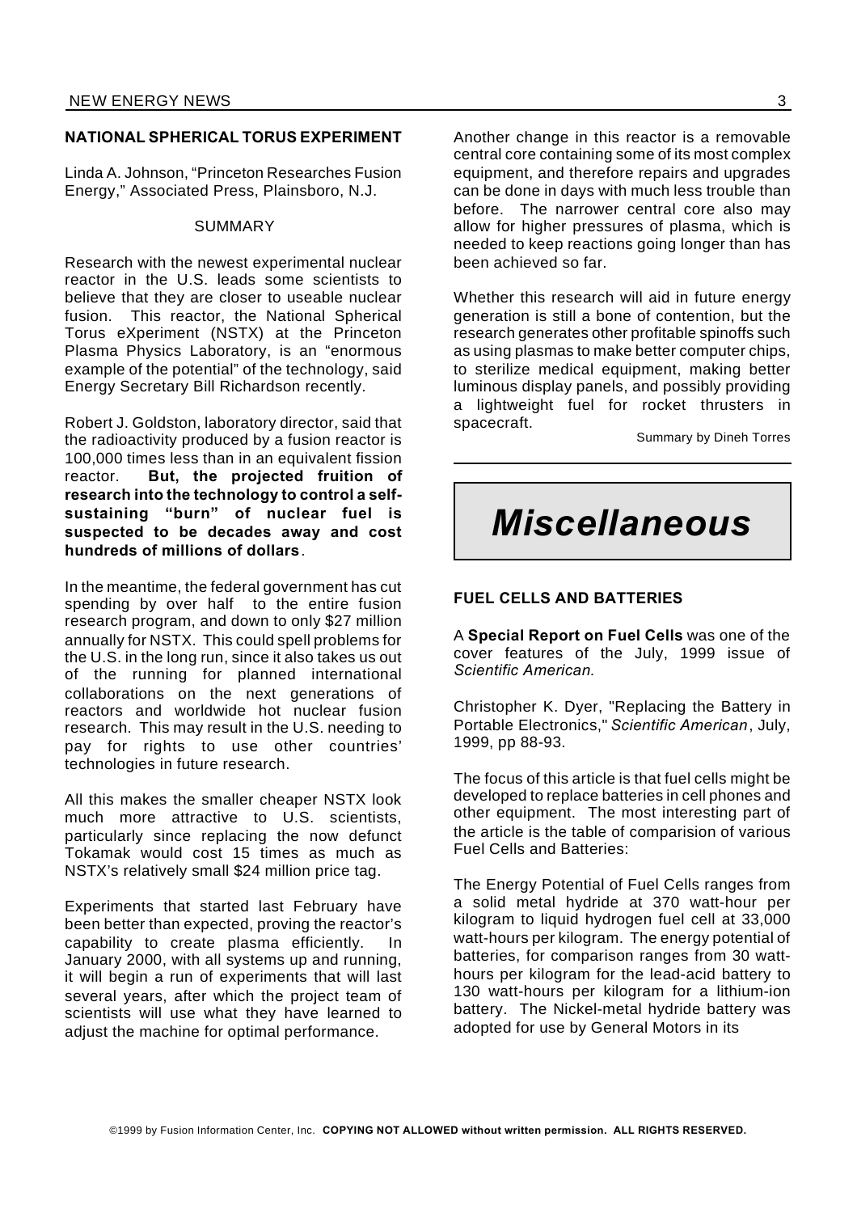## NATIONAL SPHERICAL TORUS EXPERIMENT

Linda A. Johnson, "Princeton Researches Fusion Energy," Associated Press, Plainsboro, N.J.

SUMMARY

Research with the newest experimental nuclear reactor in the U.S. leads some scientists to believe that they are closer to useable nuclear fusion. This reactor, the National Spherical Torus eXperiment (NSTX) at the Princeton Plasma Physics Laboratory, is an "enormous example of the potential" of the technology, said Energy Secretary Bill Richardson recently.

Robert J. Goldston, laboratory director, said that the radioactivity produced by a fusion reactor is 100,000 times less than in an equivalent fission reactor. **But, the projected fruition of research into the technology to control a self-sustaining "burn" of nuclear fuel is suspected to be decades away and cost hundreds of millions of dollars**.

In the meantime, the federal government has cut spending by over half to the entire fusion research program, and down to only $27 million annually for NSTX. This could spell problems for the U.S. in the long run, since it also takes us out of the running for planned international collaborations on the next generations of reactors and worldwide hot nuclear fusion research. This may result in the U.S. needing to pay for rights to use other countries' technologies in future research.

All this makes the smaller cheaper NSTX look much more attractive to U.S. scientists, particularly since replacing the now defunct Tokamak would cost 15 times as much as NSTX's relatively small $24 million price tag.

Experiments that started last February have been better than expected, proving the reactor's capability to create plasma efficiently. In January 2000, with all systems up and running, it will begin a run of experiments that will last several years, after which the project team of scientists will use what they have learned to adjust the machine for optimal performance.

Another change in this reactor is a removable central core containing some of its most complex equipment, and therefore repairs and upgrades can be done in days with much less trouble than before. The narrower central core also may allow for higher pressures of plasma, which is needed to keep reactions going longer than has been achieved so far.

Whether this research will aid in future energy generation is still a bone of contention, but the research generates other profitable spinoffs such as using plasmas to make better computer chips, to sterilize medical equipment, making better luminous display panels, and possibly providing a lightweight fuel for rocket thrusters in spacecraft.

Summary by Dineh Torres

# *Miscellaneous*

## FUEL CELLS AND BATTERIES

A **Special Report on Fuel Cells** was one of the cover features of the July, 1999 issue of *Scientific American.*

Christopher K. Dyer, "Replacing the Battery in Portable Electronics," *Scientific American*, July, 1999, pp 88-93.

The focus of this article is that fuel cells might be developed to replace batteries in cell phones and other equipment. The most interesting part of the article is the table of comparision of various Fuel Cells and Batteries:

The Energy Potential of Fuel Cells ranges from a solid metal hydride at 370 watt-hour per kilogram to liquid hydrogen fuel cell at 33,000 watt-hours per kilogram. The energy potential of batteries, for comparison ranges from 30 watt-hours per kilogram for the lead-acid battery to 130 watt-hours per kilogram for a lithium-ion battery. The Nickel-metal hydride battery was adopted for use by General Motors in its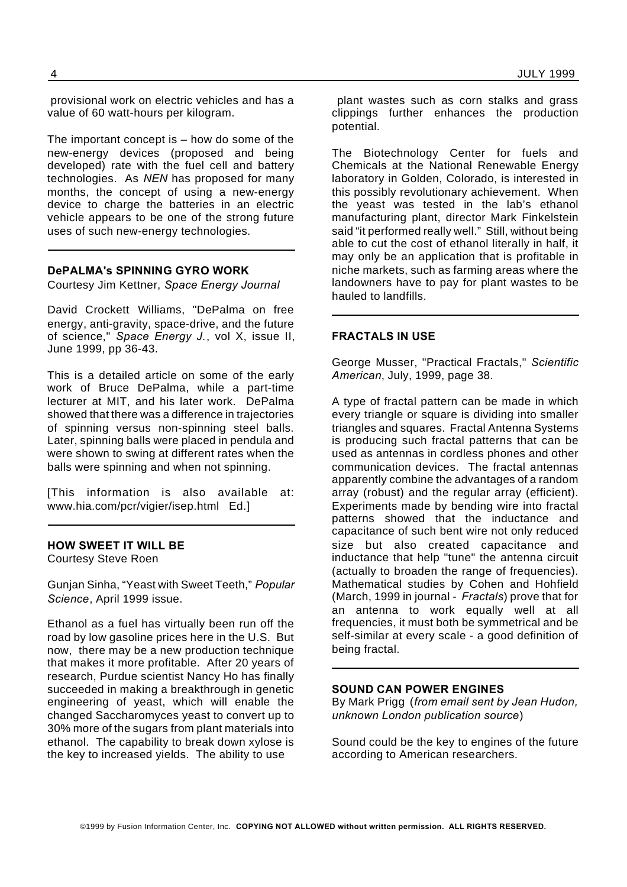provisional work on electric vehicles and has a value of 60 watt-hours per kilogram.

The important concept is – how do some of the new-energy devices (proposed and being developed) rate with the fuel cell and battery technologies. As *NEN* has proposed for many months, the concept of using a new-energy device to charge the batteries in an electric vehicle appears to be one of the strong future uses of such new-energy technologies.

---

### DePALMA's SPINNING GYRO WORK

Courtesy Jim Kettner, *Space Energy Journal*

David Crockett Williams, "DePalma on free energy, anti-gravity, space-drive, and the future of science," *Space Energy J.*, vol X, issue II, June 1999, pp 36-43.

This is a detailed article on some of the early work of Bruce DePalma, while a part-time lecturer at MIT, and his later work. DePalma showed that there was a difference in trajectories of spinning versus non-spinning steel balls. Later, spinning balls were placed in pendula and were shown to swing at different rates when the balls were spinning and when not spinning.

[This information is also available at: www.hia.com/pcr/vigier/isep.html Ed.]

---

### HOW SWEET IT WILL BE

Courtesy Steve Roen

Gunjan Sinha, "Yeast with Sweet Teeth," *Popular Science*, April 1999 issue.

Ethanol as a fuel has virtually been run off the road by low gasoline prices here in the U.S. But now, there may be a new production technique that makes it more profitable. After 20 years of research, Purdue scientist Nancy Ho has finally succeeded in making a breakthrough in genetic engineering of yeast, which will enable the changed Saccharomyces yeast to convert up to 30% more of the sugars from plant materials into ethanol. The capability to break down xylose is the key to increased yields. The ability to use plant wastes such as corn stalks and grass clippings further enhances the production potential.

The Biotechnology Center for fuels and Chemicals at the National Renewable Energy laboratory in Golden, Colorado, is interested in this possibly revolutionary achievement. When the yeast was tested in the lab's ethanol manufacturing plant, director Mark Finkelstein said "it performed really well." Still, without being able to cut the cost of ethanol literally in half, it may only be an application that is profitable in niche markets, such as farming areas where the landowners have to pay for plant wastes to be hauled to landfills.

---

### FRACTALS IN USE

George Musser, "Practical Fractals," *Scientific American*, July, 1999, page 38.

A type of fractal pattern can be made in which every triangle or square is dividing into smaller triangles and squares. Fractal Antenna Systems is producing such fractal patterns that can be used as antennas in cordless phones and other communication devices. The fractal antennas apparently combine the advantages of a random array (robust) and the regular array (efficient). Experiments made by bending wire into fractal patterns showed that the inductance and capacitance of such bent wire not only reduced size but also created capacitance and inductance that help "tune" the antenna circuit (actually to broaden the range of frequencies). Mathematical studies by Cohen and Hohfield (March, 1999 in journal - *Fractals*) prove that for an antenna to work equally well at all frequencies, it must both be symmetrical and be self-similar at every scale - a good definition of being fractal.

---

### SOUND CAN POWER ENGINES

By Mark Prigg (*from email sent by Jean Hudon, unknown London publication source*)

Sound could be the key to engines of the future according to American researchers.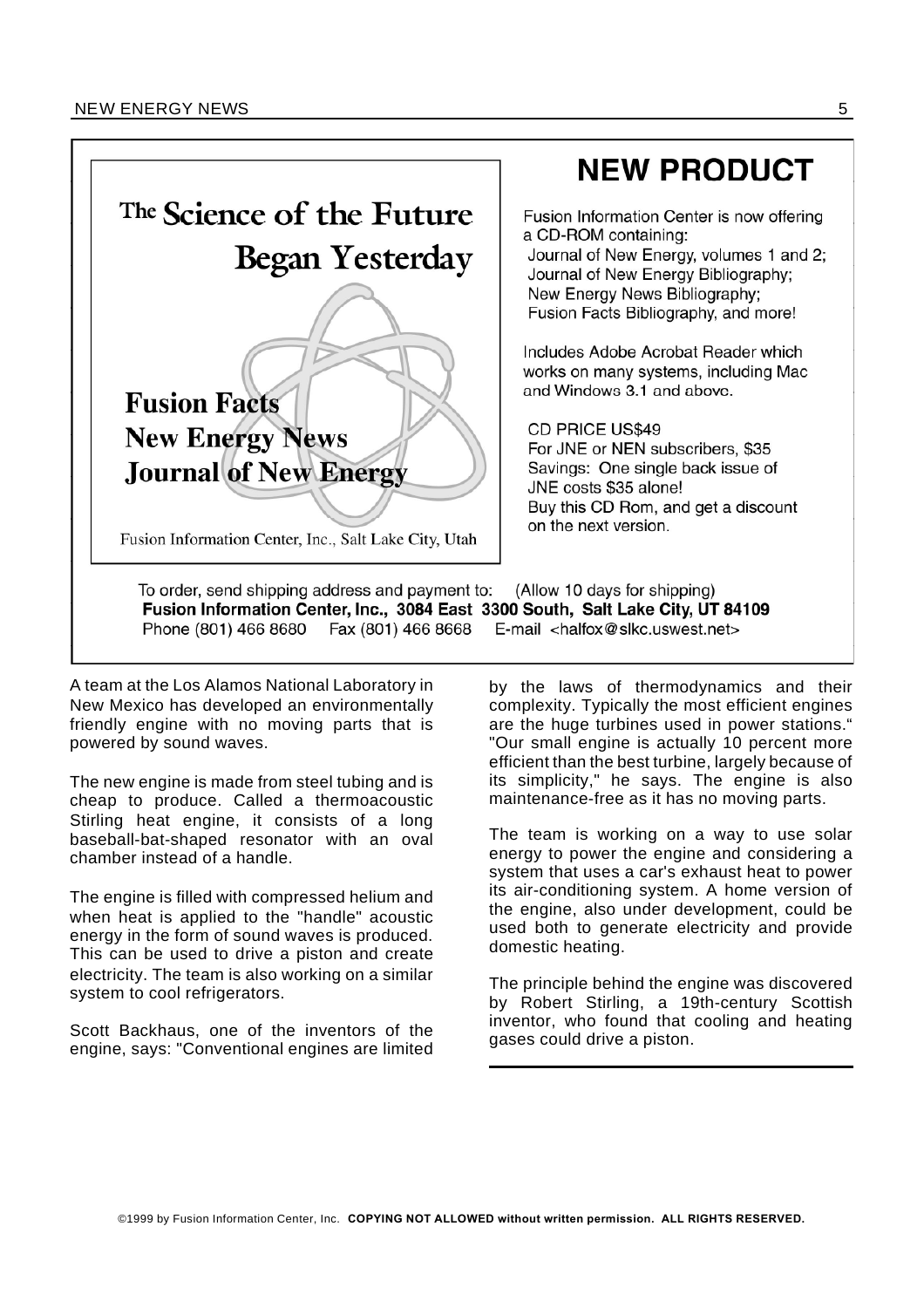The Science of the Future Began Yesterday

**Fusion Facts**
**New Energy News**
**Journal of New Energy**

Fusion Information Center, Inc., Salt Lake City, Utah

## NEW PRODUCT

Fusion Information Center is now offering a CD-ROM containing:
Journal of New Energy, volumes 1 and 2;
Journal of New Energy Bibliography;
New Energy News Bibliography;
Fusion Facts Bibliography, and more!

Includes Adobe Acrobat Reader which works on many systems, including Mac and Windows 3.1 and above.

CD PRICE US$49
For JNE or NEN subscribers, $35
Savings: One single back issue of JNE costs $35 alone!
Buy this CD Rom, and get a discount on the next version.

To order, send shipping address and payment to: (Allow 10 days for shipping)
**Fusion Information Center, Inc., 3084 East 3300 South, Salt Lake City, UT 84109**
Phone (801) 466 8680 Fax (801) 466 8668 E-mail <halfox@slkc.uswest.net>

A team at the Los Alamos National Laboratory in New Mexico has developed an environmentally friendly engine with no moving parts that is powered by sound waves.

The new engine is made from steel tubing and is cheap to produce. Called a thermoacoustic Stirling heat engine, it consists of a long baseball-bat-shaped resonator with an oval chamber instead of a handle.

The engine is filled with compressed helium and when heat is applied to the "handle" acoustic energy in the form of sound waves is produced. This can be used to drive a piston and create electricity. The team is also working on a similar system to cool refrigerators.

Scott Backhaus, one of the inventors of the engine, says: "Conventional engines are limited by the laws of thermodynamics and their complexity. Typically the most efficient engines are the huge turbines used in power stations." "Our small engine is actually 10 percent more efficient than the best turbine, largely because of its simplicity," he says. The engine is also maintenance-free as it has no moving parts.

The team is working on a way to use solar energy to power the engine and considering a system that uses a car's exhaust heat to power its air-conditioning system. A home version of the engine, also under development, could be used both to generate electricity and provide domestic heating.

The principle behind the engine was discovered by Robert Stirling, a 19th-century Scottish inventor, who found that cooling and heating gases could drive a piston.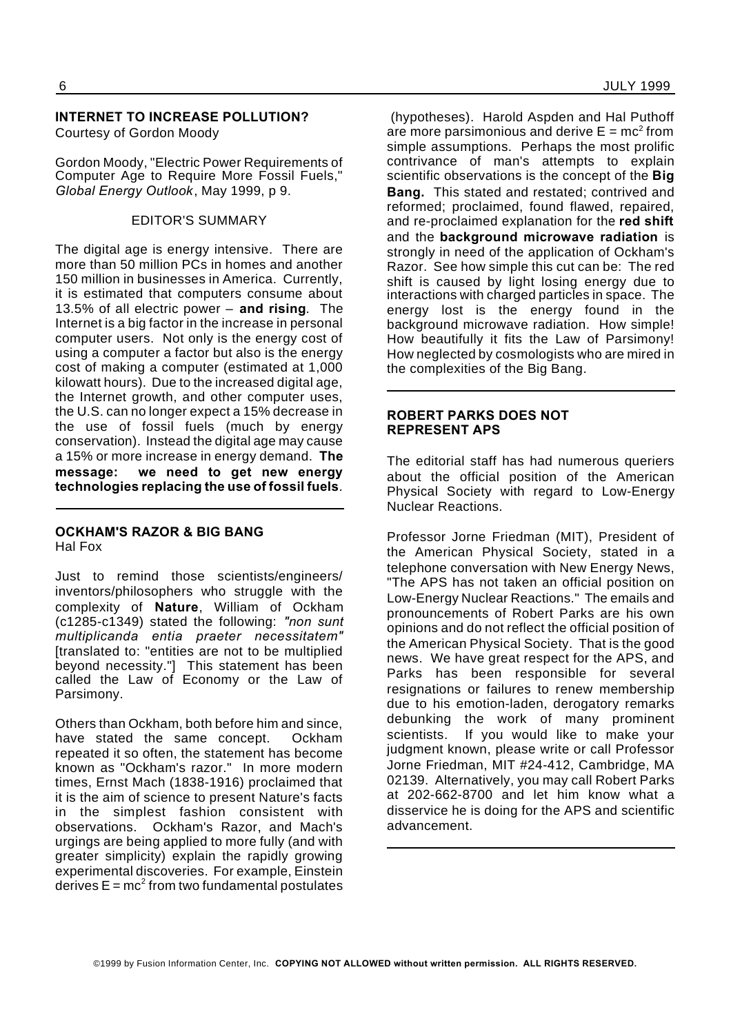## INTERNET TO INCREASE POLLUTION?

Courtesy of Gordon Moody

Gordon Moody, "Electric Power Requirements of Computer Age to Require More Fossil Fuels," *Global Energy Outlook*, May 1999, p 9.

EDITOR'S SUMMARY

The digital age is energy intensive. There are more than 50 million PCs in homes and another 150 million in businesses in America. Currently, it is estimated that computers consume about 13.5% of all electric power – **and rising**. The Internet is a big factor in the increase in personal computer users. Not only is the energy cost of using a computer a factor but also is the energy cost of making a computer (estimated at 1,000 kilowatt hours). Due to the increased digital age, the Internet growth, and other computer uses, the U.S. can no longer expect a 15% decrease in the use of fossil fuels (much by energy conservation). Instead the digital age may cause a 15% or more increase in energy demand. **The message: we need to get new energy technologies replacing the use of fossil fuels**.

---

## OCKHAM'S RAZOR & BIG BANG

Hal Fox

Just to remind those scientists/engineers/ inventors/philosophers who struggle with the complexity of **Nature**, William of Ockham (c1285-c1349) stated the following: *"non sunt multiplicanda entia praeter necessitatem"* [translated to: "entities are not to be multiplied beyond necessity."] This statement has been called the Law of Economy or the Law of Parsimony.

Others than Ockham, both before him and since, have stated the same concept. Ockham repeated it so often, the statement has become known as "Ockham's razor." In more modern times, Ernst Mach (1838-1916) proclaimed that it is the aim of science to present Nature's facts in the simplest fashion consistent with observations. Ockham's Razor, and Mach's urgings are being applied to more fully (and with greater simplicity) explain the rapidly growing experimental discoveries. For example, Einstein derives $E = mc^2$ from two fundamental postulates (hypotheses). Harold Aspden and Hal Puthoff are more parsimonious and derive $E = mc^2$ from simple assumptions. Perhaps the most prolific contrivance of man's attempts to explain scientific observations is the concept of the **Big Bang.** This stated and restated; contrived and reformed; proclaimed, found flawed, repaired, and re-proclaimed explanation for the **red shift** and the **background microwave radiation** is strongly in need of the application of Ockham's Razor. See how simple this cut can be: The red shift is caused by light losing energy due to interactions with charged particles in space. The energy lost is the energy found in the background microwave radiation. How simple! How beautifully it fits the Law of Parsimony! How neglected by cosmologists who are mired in the complexities of the Big Bang.

---

## ROBERT PARKS DOES NOT REPRESENT APS

The editorial staff has had numerous queriers about the official position of the American Physical Society with regard to Low-Energy Nuclear Reactions.

Professor Jorne Friedman (MIT), President of the American Physical Society, stated in a telephone conversation with New Energy News, "The APS has not taken an official position on Low-Energy Nuclear Reactions." The emails and pronouncements of Robert Parks are his own opinions and do not reflect the official position of the American Physical Society. That is the good news. We have great respect for the APS, and Parks has been responsible for several resignations or failures to renew membership due to his emotion-laden, derogatory remarks debunking the work of many prominent scientists. If you would like to make your judgment known, please write or call Professor Jorne Friedman, MIT #24-412, Cambridge, MA 02139. Alternatively, you may call Robert Parks at 202-662-8700 and let him know what a disservice he is doing for the APS and scientific advancement.

---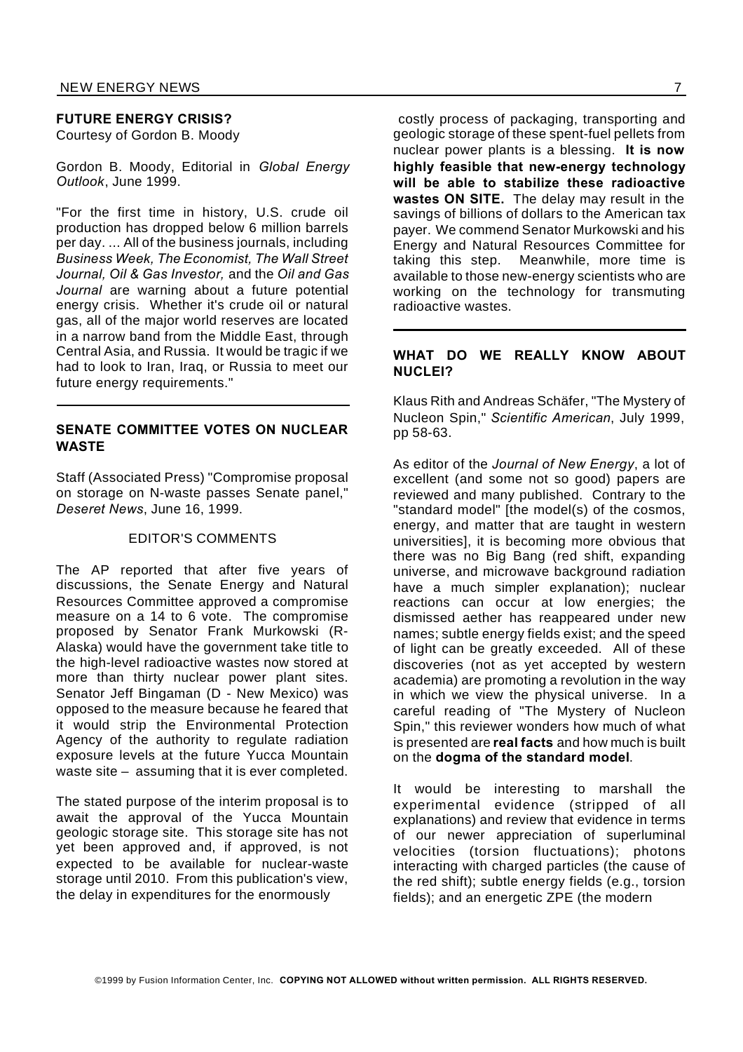## FUTURE ENERGY CRISIS?

Courtesy of Gordon B. Moody

Gordon B. Moody, Editorial in *Global Energy Outlook*, June 1999.

"For the first time in history, U.S. crude oil production has dropped below 6 million barrels per day. ... All of the business journals, including *Business Week, The Economist, The Wall Street Journal, Oil & Gas Investor,* and the *Oil and Gas Journal* are warning about a future potential energy crisis. Whether it's crude oil or natural gas, all of the major world reserves are located in a narrow band from the Middle East, through Central Asia, and Russia. It would be tragic if we had to look to Iran, Iraq, or Russia to meet our future energy requirements."

---

## SENATE COMMITTEE VOTES ON NUCLEAR WASTE

Staff (Associated Press) "Compromise proposal on storage on N-waste passes Senate panel," *Deseret News*, June 16, 1999.

EDITOR'S COMMENTS

The AP reported that after five years of discussions, the Senate Energy and Natural Resources Committee approved a compromise measure on a 14 to 6 vote. The compromise proposed by Senator Frank Murkowski (R-Alaska) would have the government take title to the high-level radioactive wastes now stored at more than thirty nuclear power plant sites. Senator Jeff Bingaman (D - New Mexico) was opposed to the measure because he feared that it would strip the Environmental Protection Agency of the authority to regulate radiation exposure levels at the future Yucca Mountain waste site – assuming that it is ever completed.

The stated purpose of the interim proposal is to await the approval of the Yucca Mountain geologic storage site. This storage site has not yet been approved and, if approved, is not expected to be available for nuclear-waste storage until 2010. From this publication's view, the delay in expenditures for the enormously costly process of packaging, transporting and geologic storage of these spent-fuel pellets from nuclear power plants is a blessing. **It is now highly feasible that new-energy technology will be able to stabilize these radioactive wastes ON SITE.** The delay may result in the savings of billions of dollars to the American tax payer. We commend Senator Murkowski and his Energy and Natural Resources Committee for taking this step. Meanwhile, more time is available to those new-energy scientists who are working on the technology for transmuting radioactive wastes.

---

## WHAT DO WE REALLY KNOW ABOUT NUCLEI?

Klaus Rith and Andreas Schäfer, "The Mystery of Nucleon Spin," *Scientific American*, July 1999, pp 58-63.

As editor of the *Journal of New Energy*, a lot of excellent (and some not so good) papers are reviewed and many published. Contrary to the "standard model" [the model(s) of the cosmos, energy, and matter that are taught in western universities], it is becoming more obvious that there was no Big Bang (red shift, expanding universe, and microwave background radiation have a much simpler explanation); nuclear reactions can occur at low energies; the dismissed aether has reappeared under new names; subtle energy fields exist; and the speed of light can be greatly exceeded. All of these discoveries (not as yet accepted by western academia) are promoting a revolution in the way in which we view the physical universe. In a careful reading of "The Mystery of Nucleon Spin," this reviewer wonders how much of what is presented are **real facts** and how much is built on the **dogma of the standard model**.

It would be interesting to marshall the experimental evidence (stripped of all explanations) and review that evidence in terms of our newer appreciation of superluminal velocities (torsion fluctuations); photons interacting with charged particles (the cause of the red shift); subtle energy fields (e.g., torsion fields); and an energetic ZPE (the modern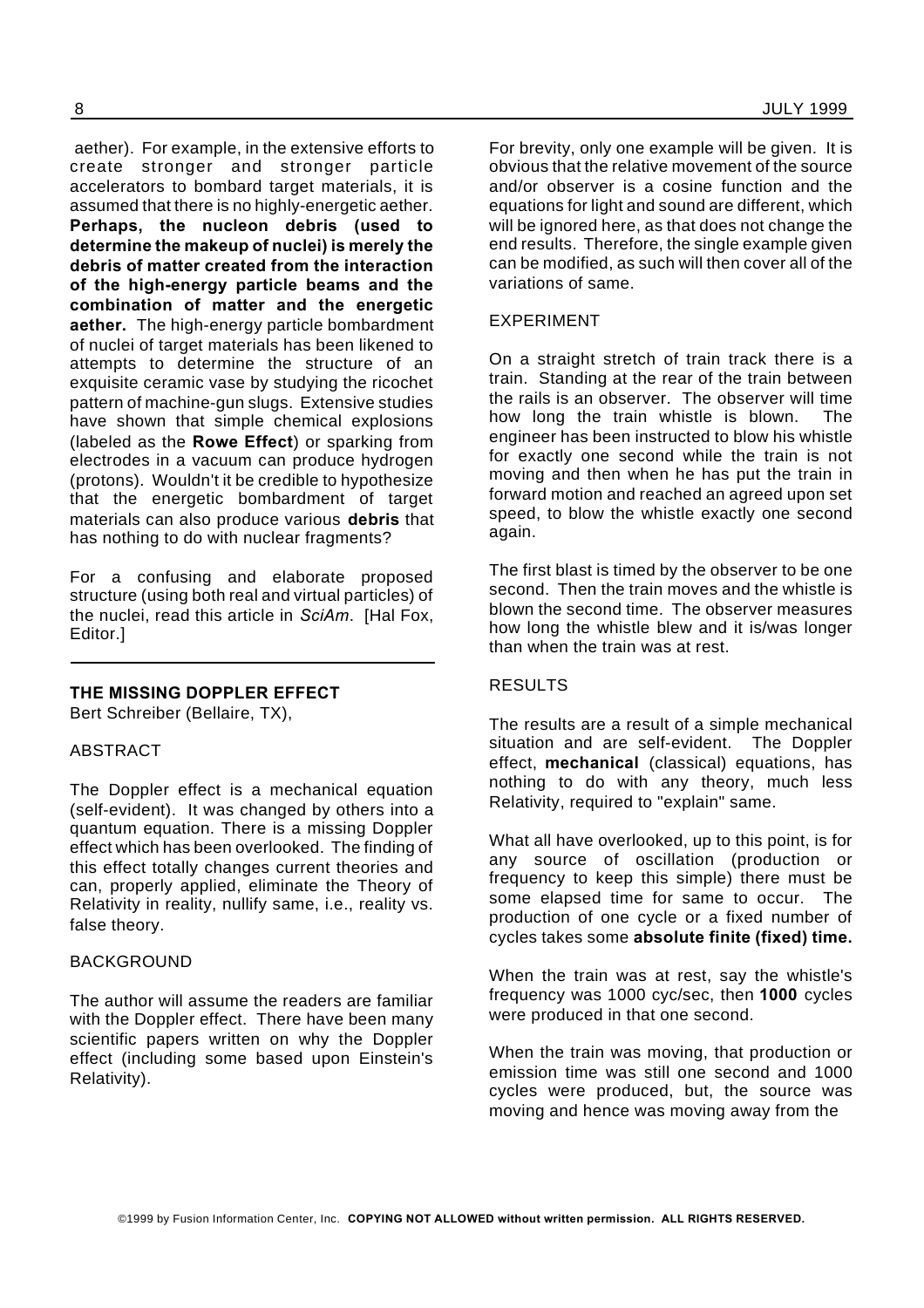aether). For example, in the extensive efforts to create stronger and stronger particle accelerators to bombard target materials, it is assumed that there is no highly-energetic aether. **Perhaps, the nucleon debris (used to determine the makeup of nuclei) is merely the debris of matter created from the interaction of the high-energy particle beams and the combination of matter and the energetic aether.** The high-energy particle bombardment of nuclei of target materials has been likened to attempts to determine the structure of an exquisite ceramic vase by studying the ricochet pattern of machine-gun slugs. Extensive studies have shown that simple chemical explosions (labeled as the **Rowe Effect**) or sparking from electrodes in a vacuum can produce hydrogen (protons). Wouldn't it be credible to hypothesize that the energetic bombardment of target materials can also produce various **debris** that has nothing to do with nuclear fragments?

For a confusing and elaborate proposed structure (using both real and virtual particles) of the nuclei, read this article in *SciAm*. [Hal Fox, Editor.]

---

## THE MISSING DOPPLER EFFECT

Bert Schreiber (Bellaire, TX),

### ABSTRACT

The Doppler effect is a mechanical equation (self-evident). It was changed by others into a quantum equation. There is a missing Doppler effect which has been overlooked. The finding of this effect totally changes current theories and can, properly applied, eliminate the Theory of Relativity in reality, nullify same, i.e., reality vs. false theory.

### BACKGROUND

The author will assume the readers are familiar with the Doppler effect. There have been many scientific papers written on why the Doppler effect (including some based upon Einstein's Relativity).

For brevity, only one example will be given. It is obvious that the relative movement of the source and/or observer is a cosine function and the equations for light and sound are different, which will be ignored here, as that does not change the end results. Therefore, the single example given can be modified, as such will then cover all of the variations of same.

### EXPERIMENT

On a straight stretch of train track there is a train. Standing at the rear of the train between the rails is an observer. The observer will time how long the train whistle is blown. The engineer has been instructed to blow his whistle for exactly one second while the train is not moving and then when he has put the train in forward motion and reached an agreed upon set speed, to blow the whistle exactly one second again.

The first blast is timed by the observer to be one second. Then the train moves and the whistle is blown the second time. The observer measures how long the whistle blew and it is/was longer than when the train was at rest.

### RESULTS

The results are a result of a simple mechanical situation and are self-evident. The Doppler effect, **mechanical** (classical) equations, has nothing to do with any theory, much less Relativity, required to "explain" same.

What all have overlooked, up to this point, is for any source of oscillation (production or frequency to keep this simple) there must be some elapsed time for same to occur. The production of one cycle or a fixed number of cycles takes some **absolute finite (fixed) time.**

When the train was at rest, say the whistle's frequency was 1000 cyc/sec, then **1000** cycles were produced in that one second.

When the train was moving, that production or emission time was still one second and 1000 cycles were produced, but, the source was moving and hence was moving away from the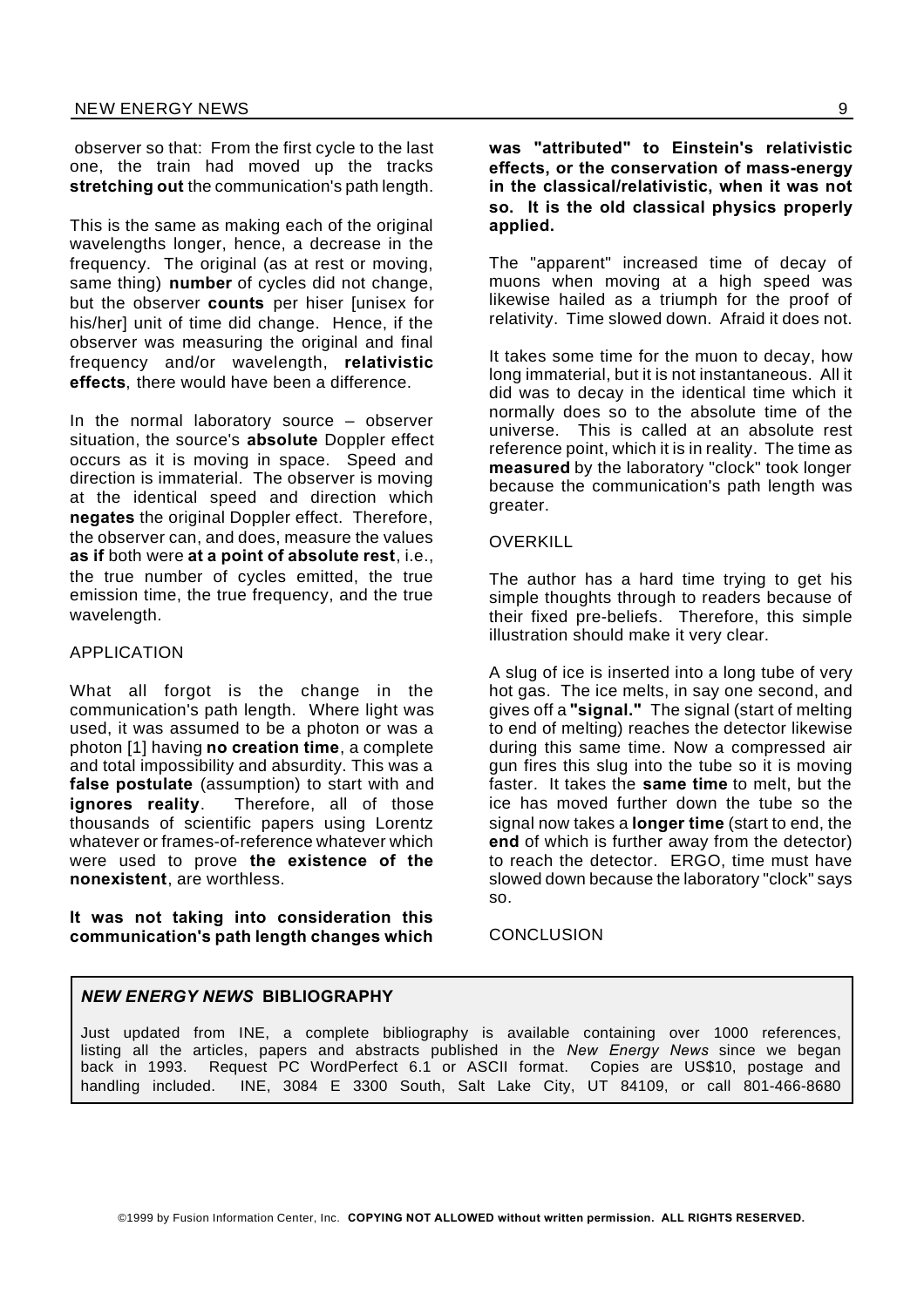observer so that: From the first cycle to the last one, the train had moved up the tracks **stretching out** the communication's path length.

This is the same as making each of the original wavelengths longer, hence, a decrease in the frequency. The original (as at rest or moving, same thing) **number** of cycles did not change, but the observer **counts** per hiser [unisex for his/her] unit of time did change. Hence, if the observer was measuring the original and final frequency and/or wavelength, **relativistic effects**, there would have been a difference.

In the normal laboratory source – observer situation, the source's **absolute** Doppler effect occurs as it is moving in space. Speed and direction is immaterial. The observer is moving at the identical speed and direction which **negates** the original Doppler effect. Therefore, the observer can, and does, measure the values **as if** both were **at a point of absolute rest**, i.e., the true number of cycles emitted, the true emission time, the true frequency, and the true wavelength.

## APPLICATION

What all forgot is the change in the communication's path length. Where light was used, it was assumed to be a photon or was a photon [1] having **no creation time**, a complete and total impossibility and absurdity. This was a **false postulate** (assumption) to start with and **ignores reality**. Therefore, all of those thousands of scientific papers using Lorentz whatever or frames-of-reference whatever which were used to prove **the existence of the nonexistent**, are worthless.

**It was not taking into consideration this communication's path length changes which was "attributed" to Einstein's relativistic effects, or the conservation of mass-energy in the classical/relativistic, when it was not so. It is the old classical physics properly applied.**

The "apparent" increased time of decay of muons when moving at a high speed was likewise hailed as a triumph for the proof of relativity. Time slowed down. Afraid it does not.

It takes some time for the muon to decay, how long immaterial, but it is not instantaneous. All it did was to decay in the identical time which it normally does so to the absolute time of the universe. This is called at an absolute rest reference point, which it is in reality. The time as **measured** by the laboratory "clock" took longer because the communication's path length was greater.

## OVERKILL

The author has a hard time trying to get his simple thoughts through to readers because of their fixed pre-beliefs. Therefore, this simple illustration should make it very clear.

A slug of ice is inserted into a long tube of very hot gas. The ice melts, in say one second, and gives off a **"signal."** The signal (start of melting to end of melting) reaches the detector likewise during this same time. Now a compressed air gun fires this slug into the tube so it is moving faster. It takes the **same time** to melt, but the ice has moved further down the tube so the signal now takes a **longer time** (start to end, the **end** of which is further away from the detector) to reach the detector. ERGO, time must have slowed down because the laboratory "clock" says so.

## CONCLUSION

---

### *NEW ENERGY NEWS* BIBLIOGRAPHY

Just updated from INE, a complete bibliography is available containing over 1000 references, listing all the articles, papers and abstracts published in the *New Energy News* since we began back in 1993. Request PC WordPerfect 6.1 or ASCII format. Copies are US$10, postage and handling included. INE, 3084 E 3300 South, Salt Lake City, UT 84109, or call 801-466-8680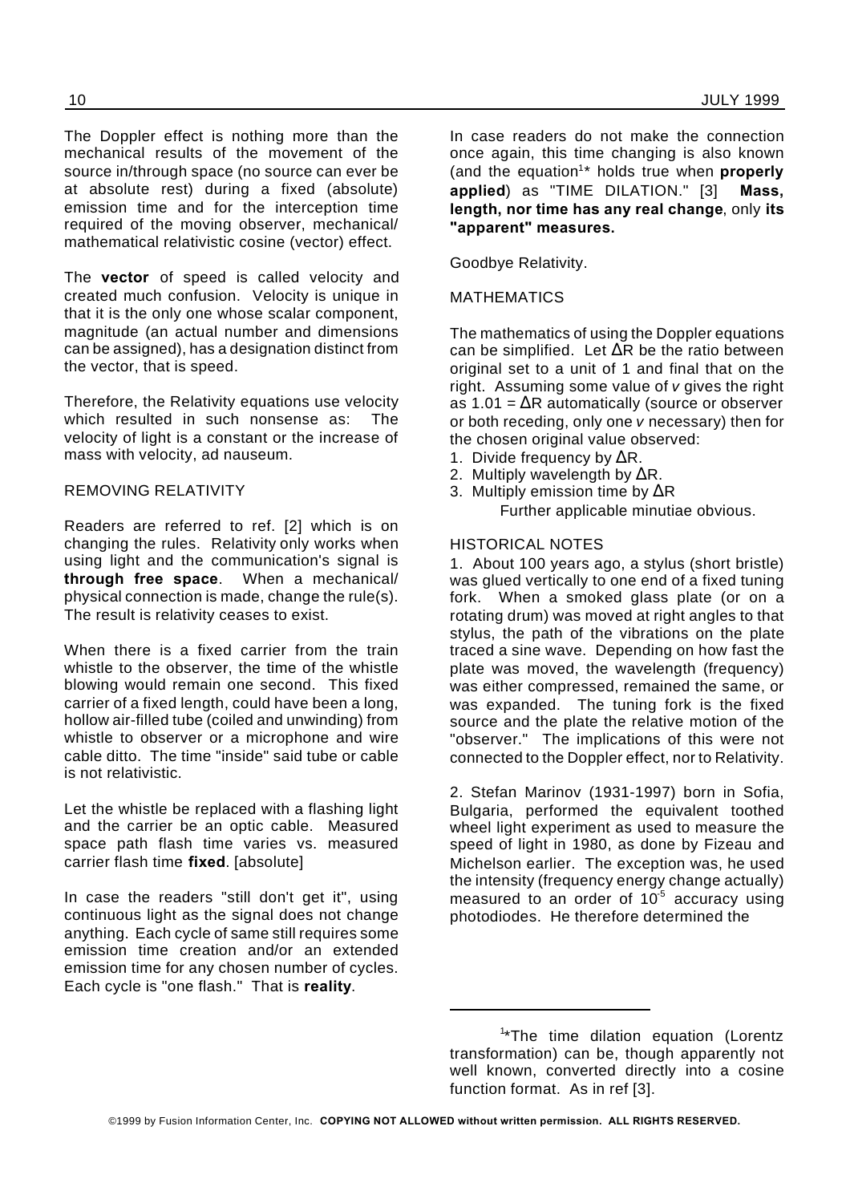The Doppler effect is nothing more than the mechanical results of the movement of the source in/through space (no source can ever be at absolute rest) during a fixed (absolute) emission time and for the interception time required of the moving observer, mechanical/mathematical relativistic cosine (vector) effect.

The **vector** of speed is called velocity and created much confusion. Velocity is unique in that it is the only one whose scalar component, magnitude (an actual number and dimensions can be assigned), has a designation distinct from the vector, that is speed.

Therefore, the Relativity equations use velocity which resulted in such nonsense as: The velocity of light is a constant or the increase of mass with velocity, ad nauseum.

REMOVING RELATIVITY

Readers are referred to ref. [2] which is on changing the rules. Relativity only works when using light and the communication's signal is **through free space**. When a mechanical/physical connection is made, change the rule(s). The result is relativity ceases to exist.

When there is a fixed carrier from the train whistle to the observer, the time of the whistle blowing would remain one second. This fixed carrier of a fixed length, could have been a long, hollow air-filled tube (coiled and unwinding) from whistle to observer or a microphone and wire cable ditto. The time "inside" said tube or cable is not relativistic.

Let the whistle be replaced with a flashing light and the carrier be an optic cable. Measured space path flash time varies vs. measured carrier flash time **fixed**. [absolute]

In case the readers "still don't get it", using continuous light as the signal does not change anything. Each cycle of same still requires some emission time creation and/or an extended emission time for any chosen number of cycles. Each cycle is "one flash." That is **reality**.

In case readers do not make the connection once again, this time changing is also known (and the equation[1]* holds true when **properly applied**) as "TIME DILATION." [3] **Mass, length, nor time has any real change**, only **its "apparent" measures.**

Goodbye Relativity.

MATHEMATICS

The mathematics of using the Doppler equations can be simplified. Let $\Delta R$ be the ratio between original set to a unit of 1 and final that on the right. Assuming some value of *v* gives the right as $1.01 = \Delta R$ automatically (source or observer or both receding, only one *v* necessary) then for the chosen original value observed:

1. Divide frequency by $\Delta R$.
2. Multiply wavelength by $\Delta R$.
3. Multiply emission time by $\Delta R$

   Further applicable minutiae obvious.

HISTORICAL NOTES

1. About 100 years ago, a stylus (short bristle) was glued vertically to one end of a fixed tuning fork. When a smoked glass plate (or on a rotating drum) was moved at right angles to that stylus, the path of the vibrations on the plate traced a sine wave. Depending on how fast the plate was moved, the wavelength (frequency) was either compressed, remained the same, or was expanded. The tuning fork is the fixed source and the plate the relative motion of the "observer." The implications of this were not connected to the Doppler effect, nor to Relativity.

2. Stefan Marinov (1931-1997) born in Sofia, Bulgaria, performed the equivalent toothed wheel light experiment as used to measure the speed of light in 1980, as done by Fizeau and Michelson earlier. The exception was, he used the intensity (frequency energy change actually) measured to an order of $10^{-5}$ accuracy using photodiodes. He therefore determined the

---

[1]*The time dilation equation (Lorentz transformation) can be, though apparently not well known, converted directly into a cosine function format. As in ref [3].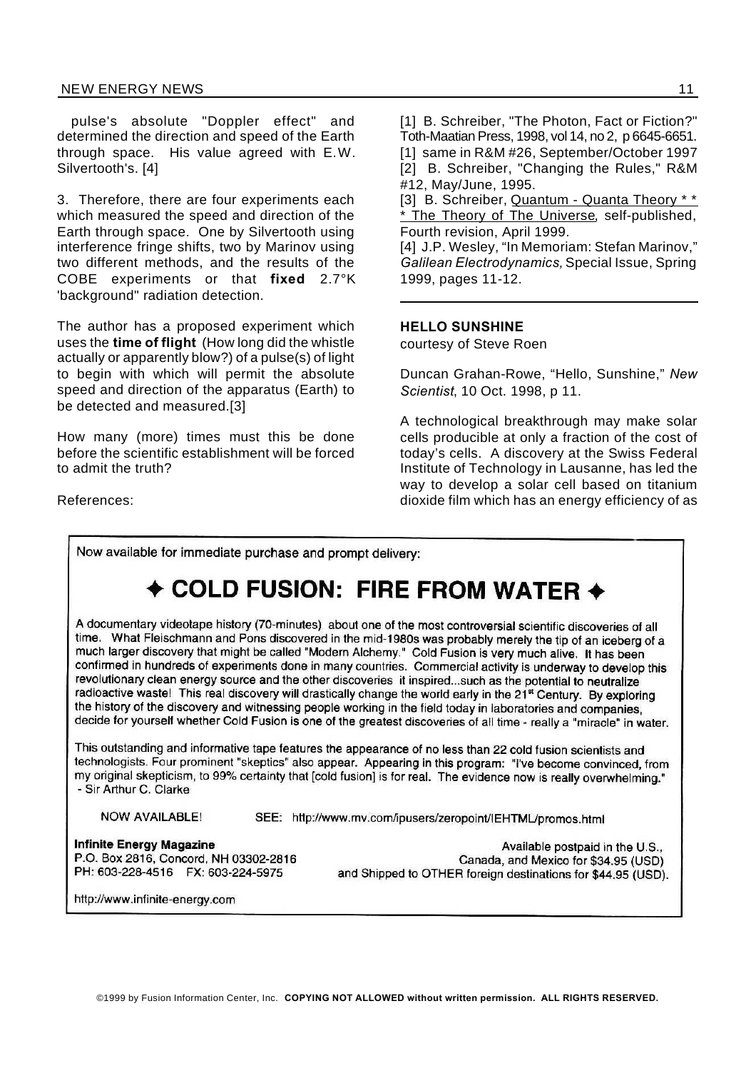pulse's absolute "Doppler effect" and determined the direction and speed of the Earth through space. His value agreed with E.W. Silvertooth's. [4]

3. Therefore, there are four experiments each which measured the speed and direction of the Earth through space. One by Silvertooth using interference fringe shifts, two by Marinov using two different methods, and the results of the COBE experiments or that **fixed** 2.7°K 'background" radiation detection.

The author has a proposed experiment which uses the **time of flight** (How long did the whistle actually or apparently blow?) of a pulse(s) of light to begin with which will permit the absolute speed and direction of the apparatus (Earth) to be detected and measured.[3]

How many (more) times must this be done before the scientific establishment will be forced to admit the truth?

References:

[1] B. Schreiber, "The Photon, Fact or Fiction?" Toth-Maatian Press, 1998, vol 14, no 2, p 6645-6651.
[1] same in R&M #26, September/October 1997
[2] B. Schreiber, "Changing the Rules," R&M #12, May/June, 1995.
[3] B. Schreiber, Quantum - Quanta Theory * * * The Theory of The Universe, self-published, Fourth revision, April 1999.
[4] J.P. Wesley, "In Memoriam: Stefan Marinov," *Galilean Electrodynamics,* Special Issue, Spring 1999, pages 11-12.

---

**HELLO SUNSHINE**

courtesy of Steve Roen

Duncan Grahan-Rowe, "Hello, Sunshine," *New Scientist*, 10 Oct. 1998, p 11.

A technological breakthrough may make solar cells producible at only a fraction of the cost of today's cells. A discovery at the Swiss Federal Institute of Technology in Lausanne, has led the way to develop a solar cell based on titanium dioxide film which has an energy efficiency of as

---

Now available for immediate purchase and prompt delivery:

## ✦ COLD FUSION: FIRE FROM WATER ✦

A documentary videotape history (70-minutes) about one of the most controversial scientific discoveries of all time. What Fleischmann and Pons discovered in the mid-1980s was probably merely the tip of an iceberg of a much larger discovery that might be called "Modern Alchemy." Cold Fusion is very much alive. It has been confirmed in hundreds of experiments done in many countries. Commercial activity is underway to develop this revolutionary clean energy source and the other discoveries it inspired...such as the potential to neutralize radioactive waste! This real discovery will drastically change the world early in the 21st Century. By exploring the history of the discovery and witnessing people working in the field today in laboratories and companies, decide for yourself whether Cold Fusion is one of the greatest discoveries of all time - really a "miracle" in water.

This outstanding and informative tape features the appearance of no less than 22 cold fusion scientists and technologists. Four prominent "skeptics" also appear. Appearing in this program: "I've become convinced, from my original skepticism, to 99% certainty that [cold fusion] is for real. The evidence now is really overwhelming."
- Sir Arthur C. Clarke

NOW AVAILABLE! SEE: http://www.mv.com/ipusers/zeropoint/IEHTML/promos.html

**Infinite Energy Magazine**
P.O. Box 2816, Concord, NH 03302-2816
PH: 603-228-4516 FX: 603-224-5975

Available postpaid in the U.S., Canada, and Mexico for $34.95 (USD) and Shipped to OTHER foreign destinations for $44.95 (USD).

http://www.infinite-energy.com

©1999 by Fusion Information Center, Inc. **COPYING NOT ALLOWED without written permission. ALL RIGHTS RESERVED.**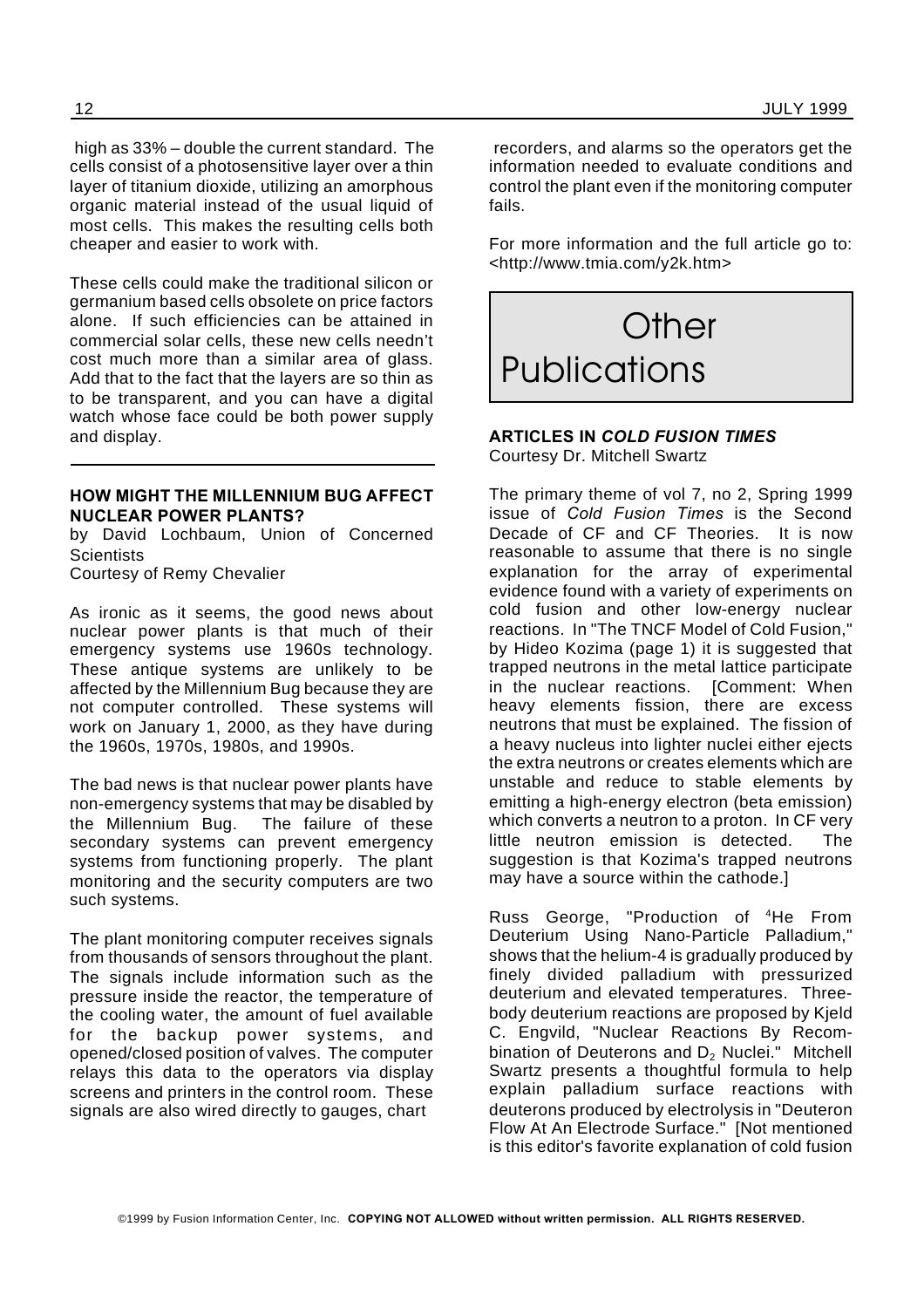high as 33% – double the current standard. The cells consist of a photosensitive layer over a thin layer of titanium dioxide, utilizing an amorphous organic material instead of the usual liquid of most cells. This makes the resulting cells both cheaper and easier to work with.

These cells could make the traditional silicon or germanium based cells obsolete on price factors alone. If such efficiencies can be attained in commercial solar cells, these new cells needn't cost much more than a similar area of glass. Add that to the fact that the layers are so thin as to be transparent, and you can have a digital watch whose face could be both power supply and display.

---

### HOW MIGHT THE MILLENNIUM BUG AFFECT NUCLEAR POWER PLANTS?

by David Lochbaum, Union of Concerned Scientists
Courtesy of Remy Chevalier

As ironic as it seems, the good news about nuclear power plants is that much of their emergency systems use 1960s technology. These antique systems are unlikely to be affected by the Millennium Bug because they are not computer controlled. These systems will work on January 1, 2000, as they have during the 1960s, 1970s, 1980s, and 1990s.

The bad news is that nuclear power plants have non-emergency systems that may be disabled by the Millennium Bug. The failure of these secondary systems can prevent emergency systems from functioning properly. The plant monitoring and the security computers are two such systems.

The plant monitoring computer receives signals from thousands of sensors throughout the plant. The signals include information such as the pressure inside the reactor, the temperature of the cooling water, the amount of fuel available for the backup power systems, and opened/closed position of valves. The computer relays this data to the operators via display screens and printers in the control room. These signals are also wired directly to gauges, chart recorders, and alarms so the operators get the information needed to evaluate conditions and control the plant even if the monitoring computer fails.

For more information and the full article go to: <http://www.tmia.com/y2k.htm>

# Other Publications

### ARTICLES IN *COLD FUSION TIMES*

Courtesy Dr. Mitchell Swartz

The primary theme of vol 7, no 2, Spring 1999 issue of *Cold Fusion Times* is the Second Decade of CF and CF Theories. It is now reasonable to assume that there is no single explanation for the array of experimental evidence found with a variety of experiments on cold fusion and other low-energy nuclear reactions. In "The TNCF Model of Cold Fusion," by Hideo Kozima (page 1) it is suggested that trapped neutrons in the metal lattice participate in the nuclear reactions. [Comment: When heavy elements fission, there are excess neutrons that must be explained. The fission of a heavy nucleus into lighter nuclei either ejects the extra neutrons or creates elements which are unstable and reduce to stable elements by emitting a high-energy electron (beta emission) which converts a neutron to a proton. In CF very little neutron emission is detected. The suggestion is that Kozima's trapped neutrons may have a source within the cathode.]

Russ George, "Production of $^4$He From Deuterium Using Nano-Particle Palladium," shows that the helium-4 is gradually produced by finely divided palladium with pressurized deuterium and elevated temperatures. Three-body deuterium reactions are proposed by Kjeld C. Engvild, "Nuclear Reactions By Recombination of Deuterons and $D_2$ Nuclei." Mitchell Swartz presents a thoughtful formula to help explain palladium surface reactions with deuterons produced by electrolysis in "Deuteron Flow At An Electrode Surface." [Not mentioned is this editor's favorite explanation of cold fusion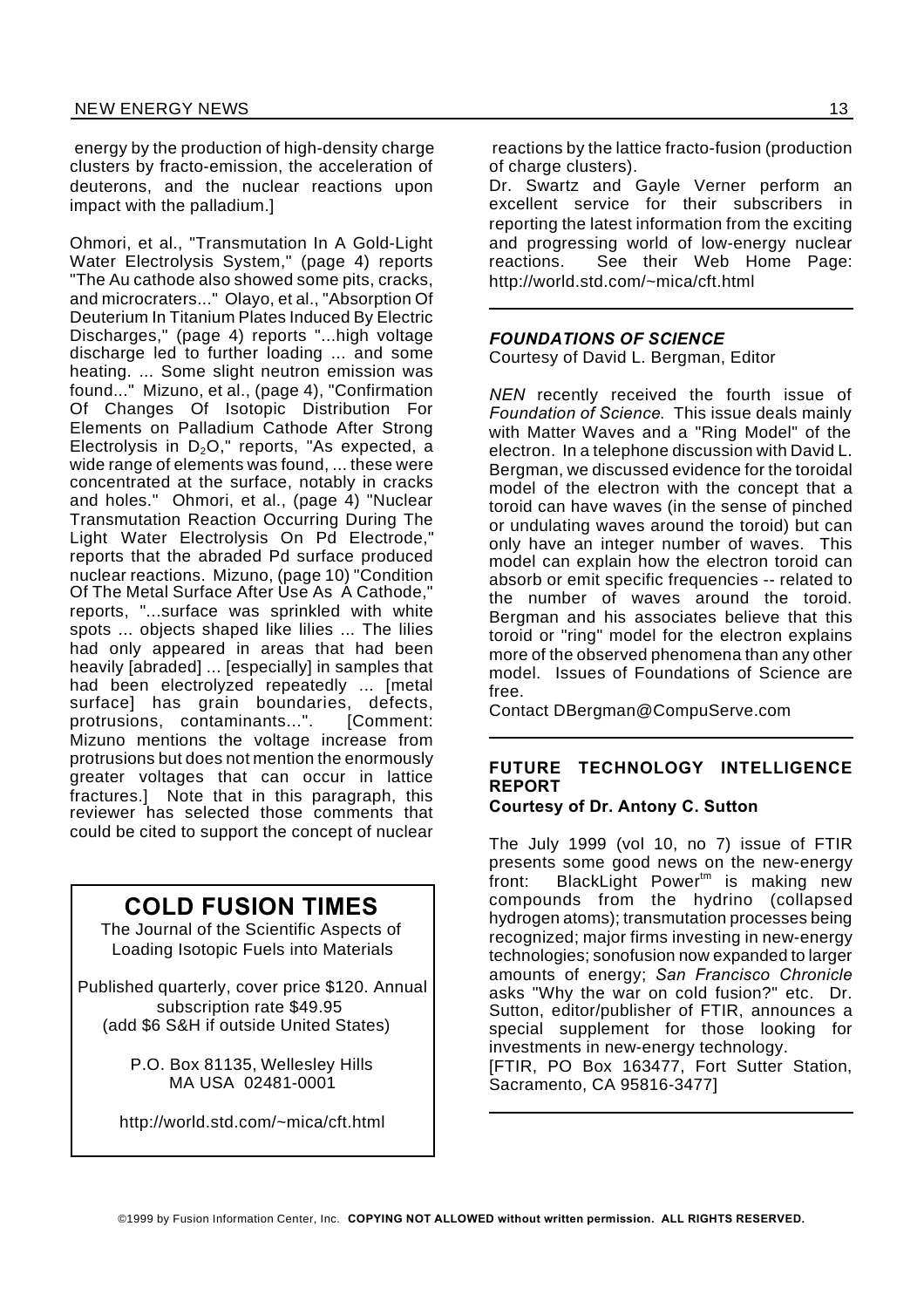energy by the production of high-density charge clusters by fracto-emission, the acceleration of deuterons, and the nuclear reactions upon impact with the palladium.]

Ohmori, et al., "Transmutation In A Gold-Light Water Electrolysis System," (page 4) reports "The Au cathode also showed some pits, cracks, and microcraters..." Olayo, et al., "Absorption Of Deuterium In Titanium Plates Induced By Electric Discharges," (page 4) reports "...high voltage discharge led to further loading ... and some heating. ... Some slight neutron emission was found..." Mizuno, et al., (page 4), "Confirmation Of Changes Of Isotopic Distribution For Elements on Palladium Cathode After Strong Electrolysis in $D_2O$," reports, "As expected, a wide range of elements was found, ... these were concentrated at the surface, notably in cracks and holes." Ohmori, et al., (page 4) "Nuclear Transmutation Reaction Occurring During The Light Water Electrolysis On Pd Electrode," reports that the abraded Pd surface produced nuclear reactions. Mizuno, (page 10) "Condition Of The Metal Surface After Use As A Cathode," reports, "...surface was sprinkled with white spots ... objects shaped like lilies ... The lilies had only appeared in areas that had been heavily [abraded] ... [especially] in samples that had been electrolyzed repeatedly ... [metal surface] has grain boundaries, defects, protrusions, contaminants...". [Comment: Mizuno mentions the voltage increase from protrusions but does not mention the enormously greater voltages that can occur in lattice fractures.] Note that in this paragraph, this reviewer has selected those comments that could be cited to support the concept of nuclear reactions by the lattice fracto-fusion (production of charge clusters).

Dr. Swartz and Gayle Verner perform an excellent service for their subscribers in reporting the latest information from the exciting and progressing world of low-energy nuclear reactions. See their Web Home Page: http://world.std.com/~mica/cft.html

---

## COLD FUSION TIMES

The Journal of the Scientific Aspects of Loading Isotopic Fuels into Materials

Published quarterly, cover price $120. Annual subscription rate $49.95 (add $6 S&H if outside United States)

P.O. Box 81135, Wellesley Hills MA USA 02481-0001

http://world.std.com/~mica/cft.html

---

### *FOUNDATIONS OF SCIENCE*

Courtesy of David L. Bergman, Editor

*NEN* recently received the fourth issue of *Foundation of Science.* This issue deals mainly with Matter Waves and a "Ring Model" of the electron. In a telephone discussion with David L. Bergman, we discussed evidence for the toroidal model of the electron with the concept that a toroid can have waves (in the sense of pinched or undulating waves around the toroid) but can only have an integer number of waves. This model can explain how the electron toroid can absorb or emit specific frequencies -- related to the number of waves around the toroid. Bergman and his associates believe that this toroid or "ring" model for the electron explains more of the observed phenomena than any other model. Issues of Foundations of Science are free.

Contact DBergman@CompuServe.com

---

### FUTURE TECHNOLOGY INTELLIGENCE REPORT

**Courtesy of Dr. Antony C. Sutton**

The July 1999 (vol 10, no 7) issue of FTIR presents some good news on the new-energy front: BlackLight Power™ is making new compounds from the hydrino (collapsed hydrogen atoms); transmutation processes being recognized; major firms investing in new-energy technologies; sonofusion now expanded to larger amounts of energy; *San Francisco Chronicle* asks "Why the war on cold fusion?" etc. Dr. Sutton, editor/publisher of FTIR, announces a special supplement for those looking for investments in new-energy technology.

[FTIR, PO Box 163477, Fort Sutter Station, Sacramento, CA 95816-3477]

---

©1999 by Fusion Information Center, Inc. **COPYING NOT ALLOWED without written permission. ALL RIGHTS RESERVED.**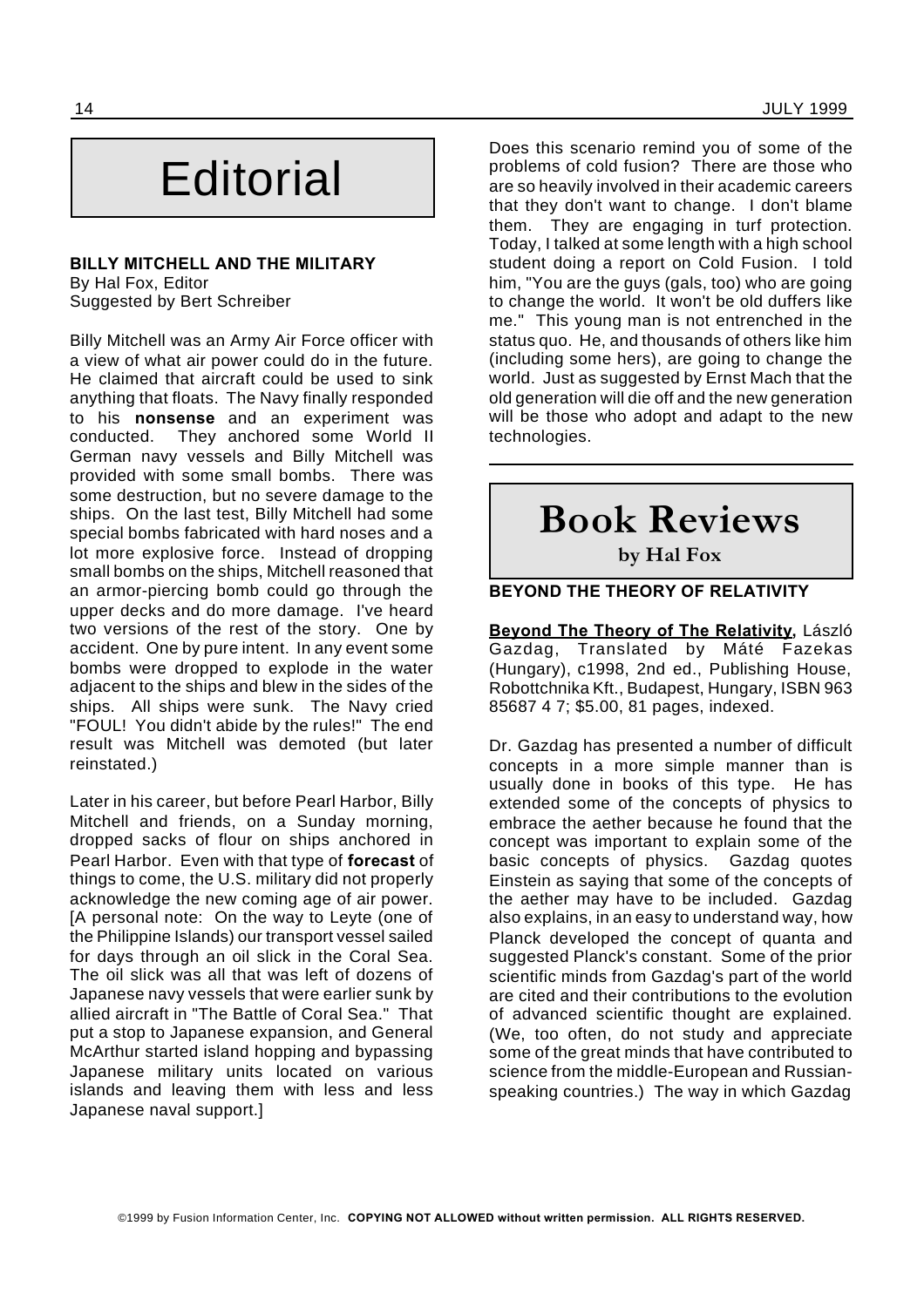# Editorial

**BILLY MITCHELL AND THE MILITARY**
By Hal Fox, Editor
Suggested by Bert Schreiber

Billy Mitchell was an Army Air Force officer with a view of what air power could do in the future. He claimed that aircraft could be used to sink anything that floats. The Navy finally responded to his **nonsense** and an experiment was conducted. They anchored some World II German navy vessels and Billy Mitchell was provided with some small bombs. There was some destruction, but no severe damage to the ships. On the last test, Billy Mitchell had some special bombs fabricated with hard noses and a lot more explosive force. Instead of dropping small bombs on the ships, Mitchell reasoned that an armor-piercing bomb could go through the upper decks and do more damage. I've heard two versions of the rest of the story. One by accident. One by pure intent. In any event some bombs were dropped to explode in the water adjacent to the ships and blew in the sides of the ships. All ships were sunk. The Navy cried "FOUL! You didn't abide by the rules!" The end result was Mitchell was demoted (but later reinstated.)

Later in his career, but before Pearl Harbor, Billy Mitchell and friends, on a Sunday morning, dropped sacks of flour on ships anchored in Pearl Harbor. Even with that type of **forecast** of things to come, the U.S. military did not properly acknowledge the new coming age of air power. [A personal note: On the way to Leyte (one of the Philippine Islands) our transport vessel sailed for days through an oil slick in the Coral Sea. The oil slick was all that was left of dozens of Japanese navy vessels that were earlier sunk by allied aircraft in "The Battle of Coral Sea." That put a stop to Japanese expansion, and General McArthur started island hopping and bypassing Japanese military units located on various islands and leaving them with less and less Japanese naval support.]

Does this scenario remind you of some of the problems of cold fusion? There are those who are so heavily involved in their academic careers that they don't want to change. I don't blame them. They are engaging in turf protection. Today, I talked at some length with a high school student doing a report on Cold Fusion. I told him, "You are the guys (gals, too) who are going to change the world. It won't be old duffers like me." This young man is not entrenched in the status quo. He, and thousands of others like him (including some hers), are going to change the world. Just as suggested by Ernst Mach that the old generation will die off and the new generation will be those who adopt and adapt to the new technologies.

---

# Book Reviews

**by Hal Fox**

**BEYOND THE THEORY OF RELATIVITY**

**Beyond The Theory of The Relativity,** László Gazdag, Translated by Máté Fazekas (Hungary), c1998, 2nd ed., Publishing House, Robottchnika Kft., Budapest, Hungary, ISBN 963 85687 4 7; $5.00, 81 pages, indexed.

Dr. Gazdag has presented a number of difficult concepts in a more simple manner than is usually done in books of this type. He has extended some of the concepts of physics to embrace the aether because he found that the concept was important to explain some of the basic concepts of physics. Gazdag quotes Einstein as saying that some of the concepts of the aether may have to be included. Gazdag also explains, in an easy to understand way, how Planck developed the concept of quanta and suggested Planck's constant. Some of the prior scientific minds from Gazdag's part of the world are cited and their contributions to the evolution of advanced scientific thought are explained. (We, too often, do not study and appreciate some of the great minds that have contributed to science from the middle-European and Russian-speaking countries.) The way in which Gazdag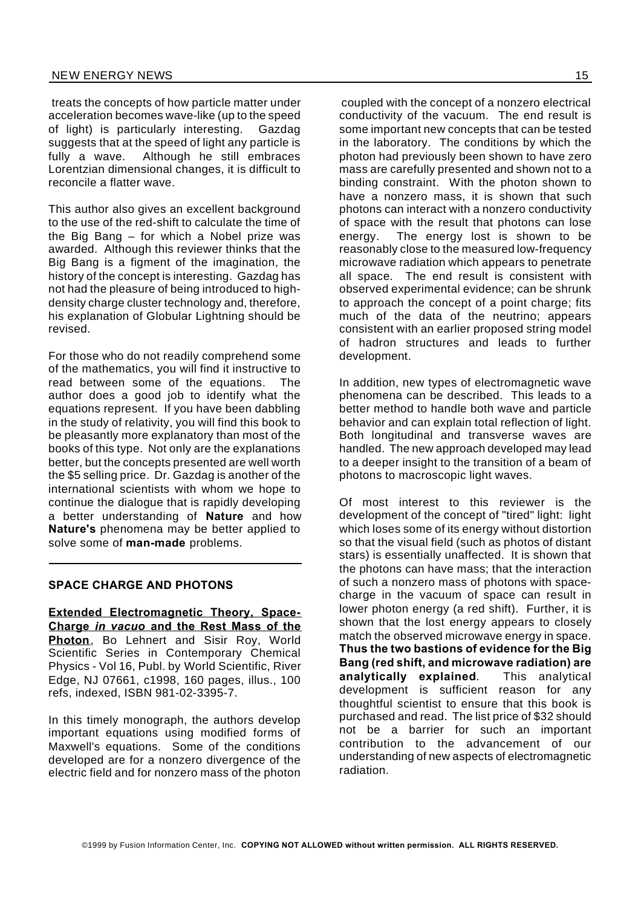treats the concepts of how particle matter under acceleration becomes wave-like (up to the speed of light) is particularly interesting. Gazdag suggests that at the speed of light any particle is fully a wave. Although he still embraces Lorentzian dimensional changes, it is difficult to reconcile a flatter wave.

This author also gives an excellent background to the use of the red-shift to calculate the time of the Big Bang – for which a Nobel prize was awarded. Although this reviewer thinks that the Big Bang is a figment of the imagination, the history of the concept is interesting. Gazdag has not had the pleasure of being introduced to high-density charge cluster technology and, therefore, his explanation of Globular Lightning should be revised.

For those who do not readily comprehend some of the mathematics, you will find it instructive to read between some of the equations. The author does a good job to identify what the equations represent. If you have been dabbling in the study of relativity, you will find this book to be pleasantly more explanatory than most of the books of this type. Not only are the explanations better, but the concepts presented are well worth the $5 selling price. Dr. Gazdag is another of the international scientists with whom we hope to continue the dialogue that is rapidly developing a better understanding of **Nature** and how **Nature's** phenomena may be better applied to solve some of **man-made** problems.

---

## SPACE CHARGE AND PHOTONS

**Extended Electromagnetic Theory, Space-Charge *in vacuo* and the Rest Mass of the Photon**, Bo Lehnert and Sisir Roy, World Scientific Series in Contemporary Chemical Physics - Vol 16, Publ. by World Scientific, River Edge, NJ 07661, c1998, 160 pages, illus., 100 refs, indexed, ISBN 981-02-3395-7.

In this timely monograph, the authors develop important equations using modified forms of Maxwell's equations. Some of the conditions developed are for a nonzero divergence of the electric field and for nonzero mass of the photon coupled with the concept of a nonzero electrical conductivity of the vacuum. The end result is some important new concepts that can be tested in the laboratory. The conditions by which the photon had previously been shown to have zero mass are carefully presented and shown not to a binding constraint. With the photon shown to have a nonzero mass, it is shown that such photons can interact with a nonzero conductivity of space with the result that photons can lose energy. The energy lost is shown to be reasonably close to the measured low-frequency microwave radiation which appears to penetrate all space. The end result is consistent with observed experimental evidence; can be shrunk to approach the concept of a point charge; fits much of the data of the neutrino; appears consistent with an earlier proposed string model of hadron structures and leads to further development.

In addition, new types of electromagnetic wave phenomena can be described. This leads to a better method to handle both wave and particle behavior and can explain total reflection of light. Both longitudinal and transverse waves are handled. The new approach developed may lead to a deeper insight to the transition of a beam of photons to macroscopic light waves.

Of most interest to this reviewer is the development of the concept of "tired" light: light which loses some of its energy without distortion so that the visual field (such as photos of distant stars) is essentially unaffected. It is shown that the photons can have mass; that the interaction of such a nonzero mass of photons with space-charge in the vacuum of space can result in lower photon energy (a red shift). Further, it is shown that the lost energy appears to closely match the observed microwave energy in space. **Thus the two bastions of evidence for the Big Bang (red shift, and microwave radiation) are analytically explained**. This analytical development is sufficient reason for any thoughtful scientist to ensure that this book is purchased and read. The list price of $32 should not be a barrier for such an important contribution to the advancement of our understanding of new aspects of electromagnetic radiation.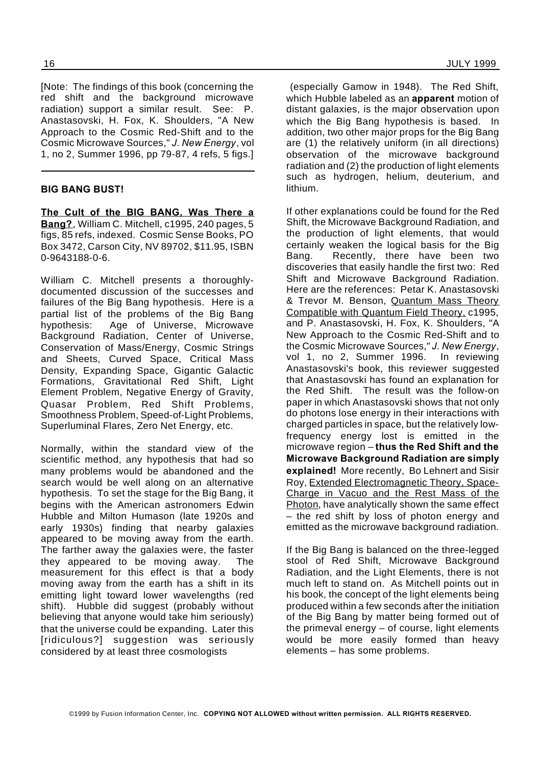[Note: The findings of this book (concerning the red shift and the background microwave radiation) support a similar result. See: P. Anastasovski, H. Fox, K. Shoulders, "A New Approach to the Cosmic Red-Shift and to the Cosmic Microwave Sources," *J. New Energy*, vol 1, no 2, Summer 1996, pp 79-87, 4 refs, 5 figs.]

---

## BIG BANG BUST!

**The Cult of the BIG BANG, Was There a Bang?**, William C. Mitchell, c1995, 240 pages, 5 figs, 85 refs, indexed. Cosmic Sense Books, PO Box 3472, Carson City, NV 89702, $11.95, ISBN 0-9643188-0-6.

William C. Mitchell presents a thoroughly-documented discussion of the successes and failures of the Big Bang hypothesis. Here is a partial list of the problems of the Big Bang hypothesis: Age of Universe, Microwave Background Radiation, Center of Universe, Conservation of Mass/Energy, Cosmic Strings and Sheets, Curved Space, Critical Mass Density, Expanding Space, Gigantic Galactic Formations, Gravitational Red Shift, Light Element Problem, Negative Energy of Gravity, Quasar Problem, Red Shift Problems, Smoothness Problem, Speed-of-Light Problems, Superluminal Flares, Zero Net Energy, etc.

Normally, within the standard view of the scientific method, any hypothesis that had so many problems would be abandoned and the search would be well along on an alternative hypothesis. To set the stage for the Big Bang, it begins with the American astronomers Edwin Hubble and Milton Humason (late 1920s and early 1930s) finding that nearby galaxies appeared to be moving away from the earth. The farther away the galaxies were, the faster they appeared to be moving away. The measurement for this effect is that a body moving away from the earth has a shift in its emitting light toward lower wavelengths (red shift). Hubble did suggest (probably without believing that anyone would take him seriously) that the universe could be expanding. Later this [ridiculous?] suggestion was seriously considered by at least three cosmologists (especially Gamow in 1948). The Red Shift, which Hubble labeled as an **apparent** motion of distant galaxies, is the major observation upon which the Big Bang hypothesis is based. In addition, two other major props for the Big Bang are (1) the relatively uniform (in all directions) observation of the microwave background radiation and (2) the production of light elements such as hydrogen, helium, deuterium, and lithium.

If other explanations could be found for the Red Shift, the Microwave Background Radiation, and the production of light elements, that would certainly weaken the logical basis for the Big Bang. Recently, there have been two discoveries that easily handle the first two: Red Shift and Microwave Background Radiation. Here are the references: Petar K. Anastasovski & Trevor M. Benson, Quantum Mass Theory Compatible with Quantum Field Theory, c1995, and P. Anastasovski, H. Fox, K. Shoulders, "A New Approach to the Cosmic Red-Shift and to the Cosmic Microwave Sources," *J. New Energy*, vol 1, no 2, Summer 1996. In reviewing Anastasovski's book, this reviewer suggested that Anastasovski has found an explanation for the Red Shift. The result was the follow-on paper in which Anastasovski shows that not only do photons lose energy in their interactions with charged particles in space, but the relatively low-frequency energy lost is emitted in the microwave region – **thus the Red Shift and the Microwave Background Radiation are simply explained!** More recently, Bo Lehnert and Sisir Roy, Extended Electromagnetic Theory, Space-Charge in Vacuo and the Rest Mass of the Photon, have analytically shown the same effect – the red shift by loss of photon energy and emitted as the microwave background radiation.

If the Big Bang is balanced on the three-legged stool of Red Shift, Microwave Background Radiation, and the Light Elements, there is not much left to stand on. As Mitchell points out in his book, the concept of the light elements being produced within a few seconds after the initiation of the Big Bang by matter being formed out of the primeval energy – of course, light elements would be more easily formed than heavy elements – has some problems.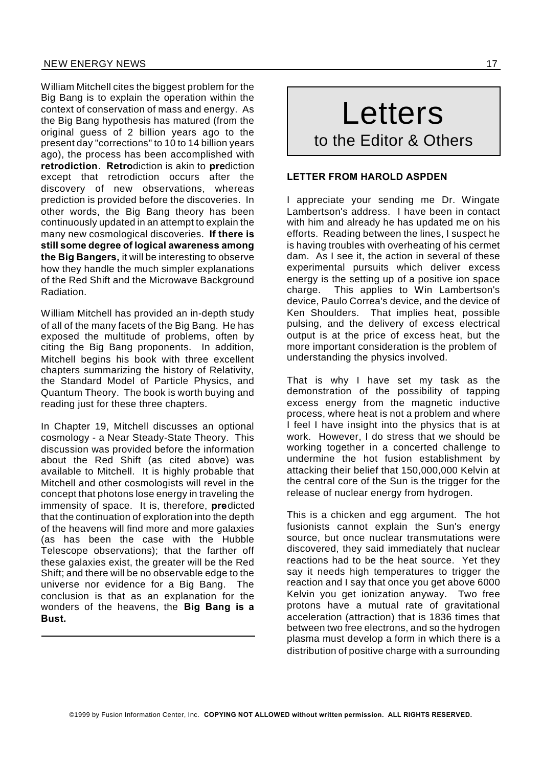William Mitchell cites the biggest problem for the Big Bang is to explain the operation within the context of conservation of mass and energy. As the Big Bang hypothesis has matured (from the original guess of 2 billion years ago to the present day "corrections" to 10 to 14 billion years ago), the process has been accomplished with **retrodiction**. **Retro**diction is akin to **pre**diction except that retrodiction occurs after the discovery of new observations, whereas prediction is provided before the discoveries. In other words, the Big Bang theory has been continuously updated in an attempt to explain the many new cosmological discoveries. **If there is still some degree of logical awareness among the Big Bangers,** it will be interesting to observe how they handle the much simpler explanations of the Red Shift and the Microwave Background Radiation.

William Mitchell has provided an in-depth study of all of the many facets of the Big Bang. He has exposed the multitude of problems, often by citing the Big Bang proponents. In addition, Mitchell begins his book with three excellent chapters summarizing the history of Relativity, the Standard Model of Particle Physics, and Quantum Theory. The book is worth buying and reading just for these three chapters.

In Chapter 19, Mitchell discusses an optional cosmology - a Near Steady-State Theory. This discussion was provided before the information about the Red Shift (as cited above) was available to Mitchell. It is highly probable that Mitchell and other cosmologists will revel in the concept that photons lose energy in traveling the immensity of space. It is, therefore, **pre**dicted that the continuation of exploration into the depth of the heavens will find more and more galaxies (as has been the case with the Hubble Telescope observations); that the farther off these galaxies exist, the greater will be the Red Shift; and there will be no observable edge to the universe nor evidence for a Big Bang. The conclusion is that as an explanation for the wonders of the heavens, the **Big Bang is a Bust.**

---

# Letters
## to the Editor & Others

### LETTER FROM HAROLD ASPDEN

I appreciate your sending me Dr. Wingate Lambertson's address. I have been in contact with him and already he has updated me on his efforts. Reading between the lines, I suspect he is having troubles with overheating of his cermet dam. As I see it, the action in several of these experimental pursuits which deliver excess energy is the setting up of a positive ion space charge. This applies to Win Lambertson's device, Paulo Correa's device, and the device of Ken Shoulders. That implies heat, possible pulsing, and the delivery of excess electrical output is at the price of excess heat, but the more important consideration is the problem of understanding the physics involved.

That is why I have set my task as the demonstration of the possibility of tapping excess energy from the magnetic inductive process, where heat is not a problem and where I feel I have insight into the physics that is at work. However, I do stress that we should be working together in a concerted challenge to undermine the hot fusion establishment by attacking their belief that 150,000,000 Kelvin at the central core of the Sun is the trigger for the release of nuclear energy from hydrogen.

This is a chicken and egg argument. The hot fusionists cannot explain the Sun's energy source, but once nuclear transmutations were discovered, they said immediately that nuclear reactions had to be the heat source. Yet they say it needs high temperatures to trigger the reaction and I say that once you get above 6000 Kelvin you get ionization anyway. Two free protons have a mutual rate of gravitational acceleration (attraction) that is 1836 times that between two free electrons, and so the hydrogen plasma must develop a form in which there is a distribution of positive charge with a surrounding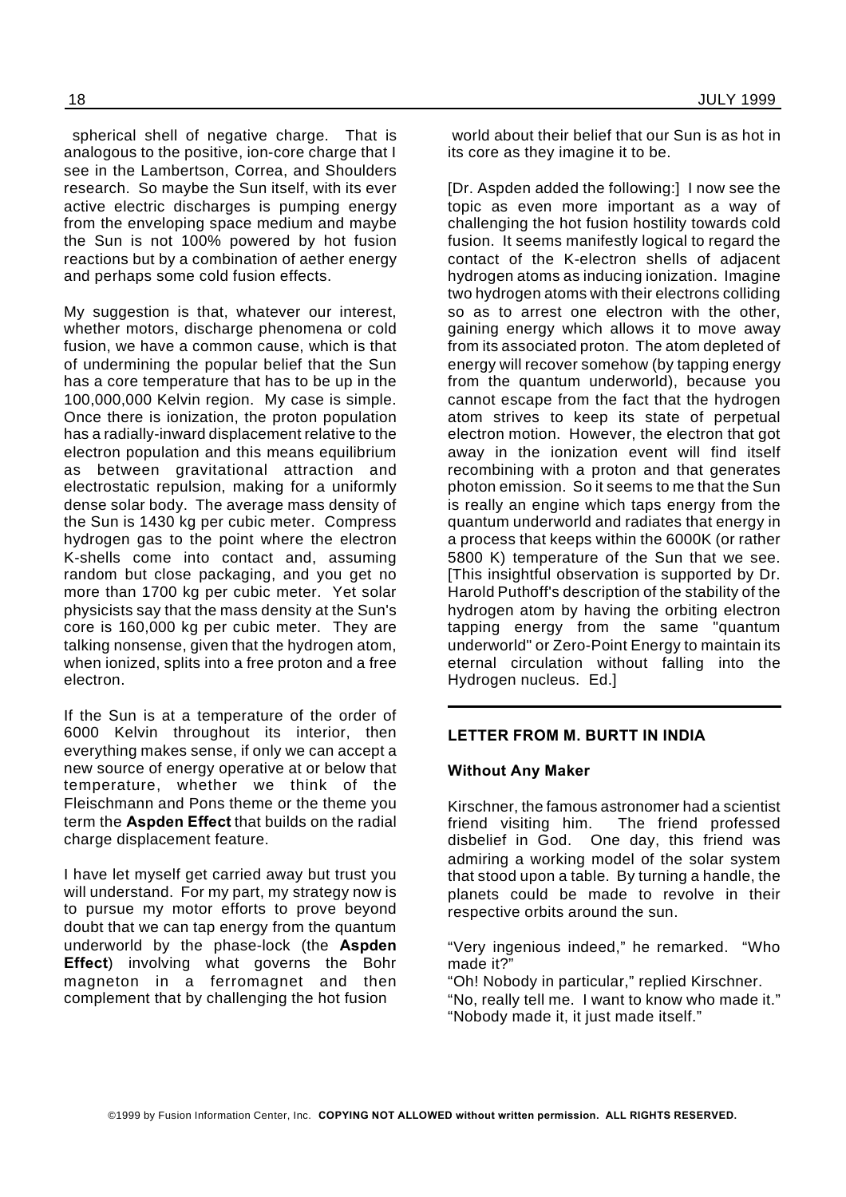spherical shell of negative charge. That is analogous to the positive, ion-core charge that I see in the Lambertson, Correa, and Shoulders research. So maybe the Sun itself, with its ever active electric discharges is pumping energy from the enveloping space medium and maybe the Sun is not 100% powered by hot fusion reactions but by a combination of aether energy and perhaps some cold fusion effects.

My suggestion is that, whatever our interest, whether motors, discharge phenomena or cold fusion, we have a common cause, which is that of undermining the popular belief that the Sun has a core temperature that has to be up in the 100,000,000 Kelvin region. My case is simple. Once there is ionization, the proton population has a radially-inward displacement relative to the electron population and this means equilibrium as between gravitational attraction and electrostatic repulsion, making for a uniformly dense solar body. The average mass density of the Sun is 1430 kg per cubic meter. Compress hydrogen gas to the point where the electron K-shells come into contact and, assuming random but close packaging, and you get no more than 1700 kg per cubic meter. Yet solar physicists say that the mass density at the Sun's core is 160,000 kg per cubic meter. They are talking nonsense, given that the hydrogen atom, when ionized, splits into a free proton and a free electron.

If the Sun is at a temperature of the order of 6000 Kelvin throughout its interior, then everything makes sense, if only we can accept a new source of energy operative at or below that temperature, whether we think of the Fleischmann and Pons theme or the theme you term the **Aspden Effect** that builds on the radial charge displacement feature.

I have let myself get carried away but trust you will understand. For my part, my strategy now is to pursue my motor efforts to prove beyond doubt that we can tap energy from the quantum underworld by the phase-lock (the **Aspden Effect**) involving what governs the Bohr magneton in a ferromagnet and then complement that by challenging the hot fusion world about their belief that our Sun is as hot in its core as they imagine it to be.

[Dr. Aspden added the following:] I now see the topic as even more important as a way of challenging the hot fusion hostility towards cold fusion. It seems manifestly logical to regard the contact of the K-electron shells of adjacent hydrogen atoms as inducing ionization. Imagine two hydrogen atoms with their electrons colliding so as to arrest one electron with the other, gaining energy which allows it to move away from its associated proton. The atom depleted of energy will recover somehow (by tapping energy from the quantum underworld), because you cannot escape from the fact that the hydrogen atom strives to keep its state of perpetual electron motion. However, the electron that got away in the ionization event will find itself recombining with a proton and that generates photon emission. So it seems to me that the Sun is really an engine which taps energy from the quantum underworld and radiates that energy in a process that keeps within the 6000K (or rather 5800 K) temperature of the Sun that we see. [This insightful observation is supported by Dr. Harold Puthoff's description of the stability of the hydrogen atom by having the orbiting electron tapping energy from the same "quantum underworld" or Zero-Point Energy to maintain its eternal circulation without falling into the Hydrogen nucleus. Ed.]

---

## LETTER FROM M. BURTT IN INDIA

### Without Any Maker

Kirschner, the famous astronomer had a scientist friend visiting him. The friend professed disbelief in God. One day, this friend was admiring a working model of the solar system that stood upon a table. By turning a handle, the planets could be made to revolve in their respective orbits around the sun.

"Very ingenious indeed," he remarked. "Who made it?"

"Oh! Nobody in particular," replied Kirschner.

"No, really tell me. I want to know who made it."

"Nobody made it, it just made itself."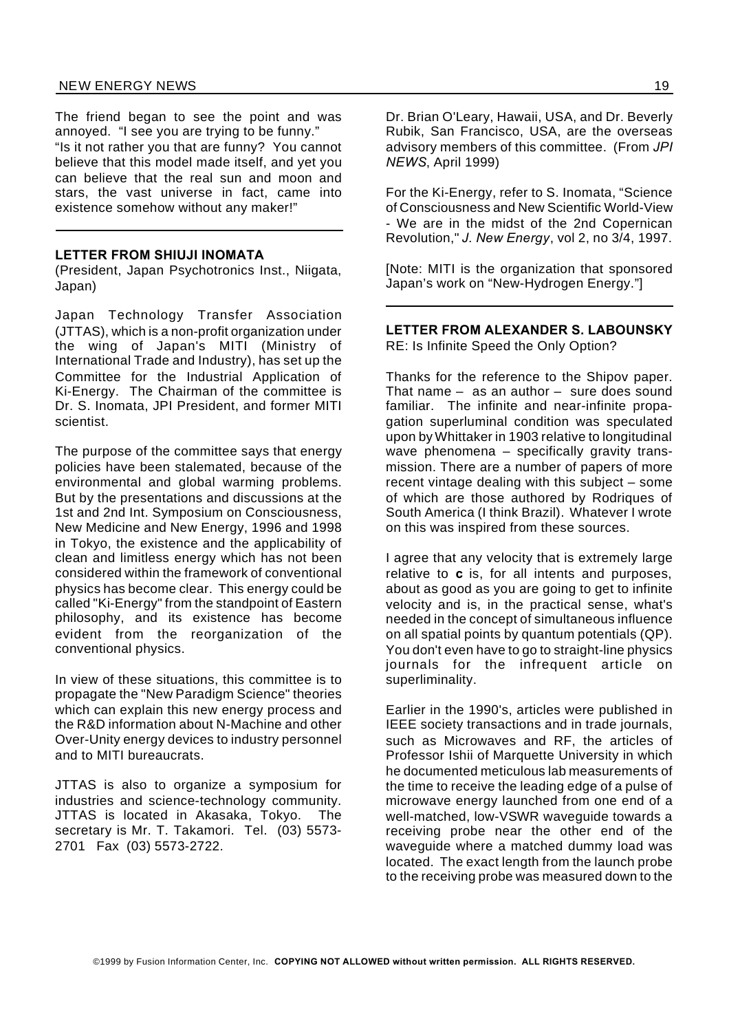The friend began to see the point and was annoyed. "I see you are trying to be funny." "Is it not rather you that are funny? You cannot believe that this model made itself, and yet you can believe that the real sun and moon and stars, the vast universe in fact, came into existence somehow without any maker!"

---

**LETTER FROM SHIUJI INOMATA**
(President, Japan Psychotronics Inst., Niigata, Japan)

Japan Technology Transfer Association (JTTAS), which is a non-profit organization under the wing of Japan's MITI (Ministry of International Trade and Industry), has set up the Committee for the Industrial Application of Ki-Energy. The Chairman of the committee is Dr. S. Inomata, JPI President, and former MITI scientist.

The purpose of the committee says that energy policies have been stalemated, because of the environmental and global warming problems. But by the presentations and discussions at the 1st and 2nd Int. Symposium on Consciousness, New Medicine and New Energy, 1996 and 1998 in Tokyo, the existence and the applicability of clean and limitless energy which has not been considered within the framework of conventional physics has become clear. This energy could be called "Ki-Energy" from the standpoint of Eastern philosophy, and its existence has become evident from the reorganization of the conventional physics.

In view of these situations, this committee is to propagate the "New Paradigm Science" theories which can explain this new energy process and the R&D information about N-Machine and other Over-Unity energy devices to industry personnel and to MITI bureaucrats.

JTTAS is also to organize a symposium for industries and science-technology community. JTTAS is located in Akasaka, Tokyo. The secretary is Mr. T. Takamori. Tel. (03) 5573-2701 Fax (03) 5573-2722.

Dr. Brian O'Leary, Hawaii, USA, and Dr. Beverly Rubik, San Francisco, USA, are the overseas advisory members of this committee. (From *JPI NEWS*, April 1999)

For the Ki-Energy, refer to S. Inomata, "Science of Consciousness and New Scientific World-View - We are in the midst of the 2nd Copernican Revolution," *J. New Energy*, vol 2, no 3/4, 1997.

[Note: MITI is the organization that sponsored Japan's work on "New-Hydrogen Energy."]

---

**LETTER FROM ALEXANDER S. LABOUNSKY**
RE: Is Infinite Speed the Only Option?

Thanks for the reference to the Shipov paper. That name – as an author – sure does sound familiar. The infinite and near-infinite propagation superluminal condition was speculated upon by Whittaker in 1903 relative to longitudinal wave phenomena – specifically gravity transmission. There are a number of papers of more recent vintage dealing with this subject – some of which are those authored by Rodriques of South America (I think Brazil). Whatever I wrote on this was inspired from these sources.

I agree that any velocity that is extremely large relative to **c** is, for all intents and purposes, about as good as you are going to get to infinite velocity and is, in the practical sense, what's needed in the concept of simultaneous influence on all spatial points by quantum potentials (QP). You don't even have to go to straight-line physics journals for the infrequent article on superliminality.

Earlier in the 1990's, articles were published in IEEE society transactions and in trade journals, such as Microwaves and RF, the articles of Professor Ishii of Marquette University in which he documented meticulous lab measurements of the time to receive the leading edge of a pulse of microwave energy launched from one end of a well-matched, low-VSWR waveguide towards a receiving probe near the other end of the waveguide where a matched dummy load was located. The exact length from the launch probe to the receiving probe was measured down to the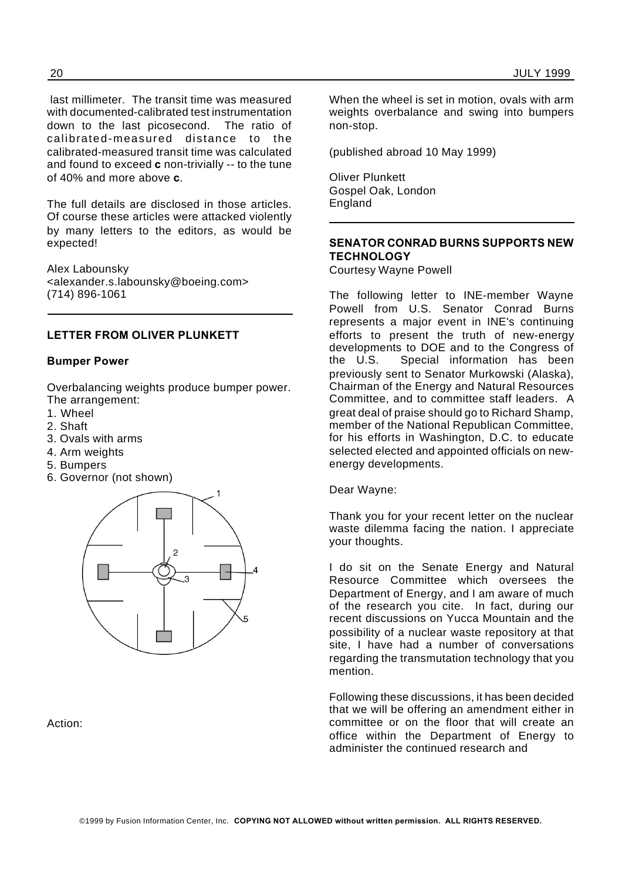last millimeter. The transit time was measured with documented-calibrated test instrumentation down to the last picosecond. The ratio of calibrated-measured distance to the calibrated-measured transit time was calculated and found to exceed **c** non-trivially -- to the tune of 40% and more above **c**.

The full details are disclosed in those articles. Of course these articles were attacked violently by many letters to the editors, as would be expected!

Alex Labounsky
<alexander.s.labounsky@boeing.com>
(714) 896-1061

---

### LETTER FROM OLIVER PLUNKETT

**Bumper Power**

Overbalancing weights produce bumper power. The arrangement:

1. Wheel
2. Shaft
3. Ovals with arms
4. Arm weights
5. Bumpers
6. Governor (not shown)

Action:

When the wheel is set in motion, ovals with arm weights overbalance and swing into bumpers non-stop.

(published abroad 10 May 1999)

Oliver Plunkett
Gospel Oak, London
England

---

### SENATOR CONRAD BURNS SUPPORTS NEW TECHNOLOGY

Courtesy Wayne Powell

The following letter to INE-member Wayne Powell from U.S. Senator Conrad Burns represents a major event in INE's continuing efforts to present the truth of new-energy developments to DOE and to the Congress of the U.S. Special information has been previously sent to Senator Murkowski (Alaska), Chairman of the Energy and Natural Resources Committee, and to committee staff leaders. A great deal of praise should go to Richard Shamp, member of the National Republican Committee, for his efforts in Washington, D.C. to educate selected elected and appointed officials on new-energy developments.

Dear Wayne:

Thank you for your recent letter on the nuclear waste dilemma facing the nation. I appreciate your thoughts.

I do sit on the Senate Energy and Natural Resource Committee which oversees the Department of Energy, and I am aware of much of the research you cite. In fact, during our recent discussions on Yucca Mountain and the possibility of a nuclear waste repository at that site, I have had a number of conversations regarding the transmutation technology that you mention.

Following these discussions, it has been decided that we will be offering an amendment either in committee or on the floor that will create an office within the Department of Energy to administer the continued research and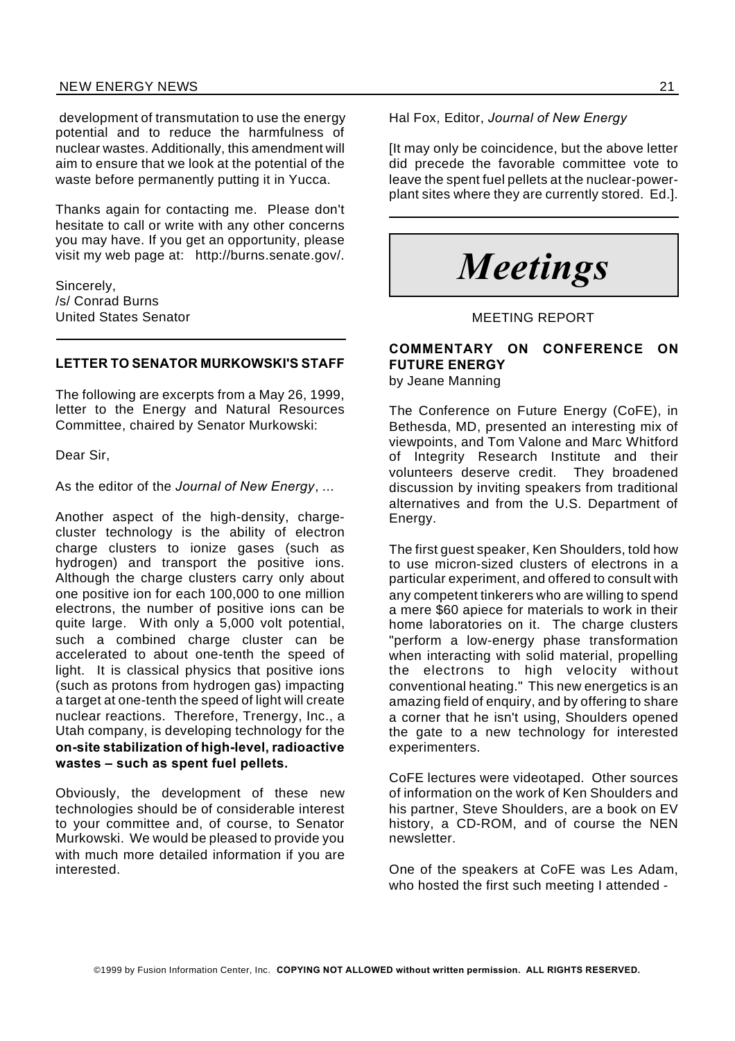development of transmutation to use the energy potential and to reduce the harmfulness of nuclear wastes. Additionally, this amendment will aim to ensure that we look at the potential of the waste before permanently putting it in Yucca.

Thanks again for contacting me. Please don't hesitate to call or write with any other concerns you may have. If you get an opportunity, please visit my web page at: http://burns.senate.gov/.

Sincerely,
/s/ Conrad Burns
United States Senator

---

**LETTER TO SENATOR MURKOWSKI'S STAFF**

The following are excerpts from a May 26, 1999, letter to the Energy and Natural Resources Committee, chaired by Senator Murkowski:

Dear Sir,

As the editor of the *Journal of New Energy*, ...

Another aspect of the high-density, charge-cluster technology is the ability of electron charge clusters to ionize gases (such as hydrogen) and transport the positive ions. Although the charge clusters carry only about one positive ion for each 100,000 to one million electrons, the number of positive ions can be quite large. With only a 5,000 volt potential, such a combined charge cluster can be accelerated to about one-tenth the speed of light. It is classical physics that positive ions (such as protons from hydrogen gas) impacting a target at one-tenth the speed of light will create nuclear reactions. Therefore, Trenergy, Inc., a Utah company, is developing technology for the **on-site stabilization of high-level, radioactive wastes – such as spent fuel pellets.**

Obviously, the development of these new technologies should be of considerable interest to your committee and, of course, to Senator Murkowski. We would be pleased to provide you with much more detailed information if you are interested.

Hal Fox, Editor, *Journal of New Energy*

[It may only be coincidence, but the above letter did precede the favorable committee vote to leave the spent fuel pellets at the nuclear-power-plant sites where they are currently stored. Ed.].

---

# *Meetings*

MEETING REPORT

## COMMENTARY ON CONFERENCE ON FUTURE ENERGY

by Jeane Manning

The Conference on Future Energy (CoFE), in Bethesda, MD, presented an interesting mix of viewpoints, and Tom Valone and Marc Whitford of Integrity Research Institute and their volunteers deserve credit. They broadened discussion by inviting speakers from traditional alternatives and from the U.S. Department of Energy.

The first guest speaker, Ken Shoulders, told how to use micron-sized clusters of electrons in a particular experiment, and offered to consult with any competent tinkerers who are willing to spend a mere $60 apiece for materials to work in their home laboratories on it. The charge clusters "perform a low-energy phase transformation when interacting with solid material, propelling the electrons to high velocity without conventional heating." This new energetics is an amazing field of enquiry, and by offering to share a corner that he isn't using, Shoulders opened the gate to a new technology for interested experimenters.

CoFE lectures were videotaped. Other sources of information on the work of Ken Shoulders and his partner, Steve Shoulders, are a book on EV history, a CD-ROM, and of course the NEN newsletter.

One of the speakers at CoFE was Les Adam, who hosted the first such meeting I attended -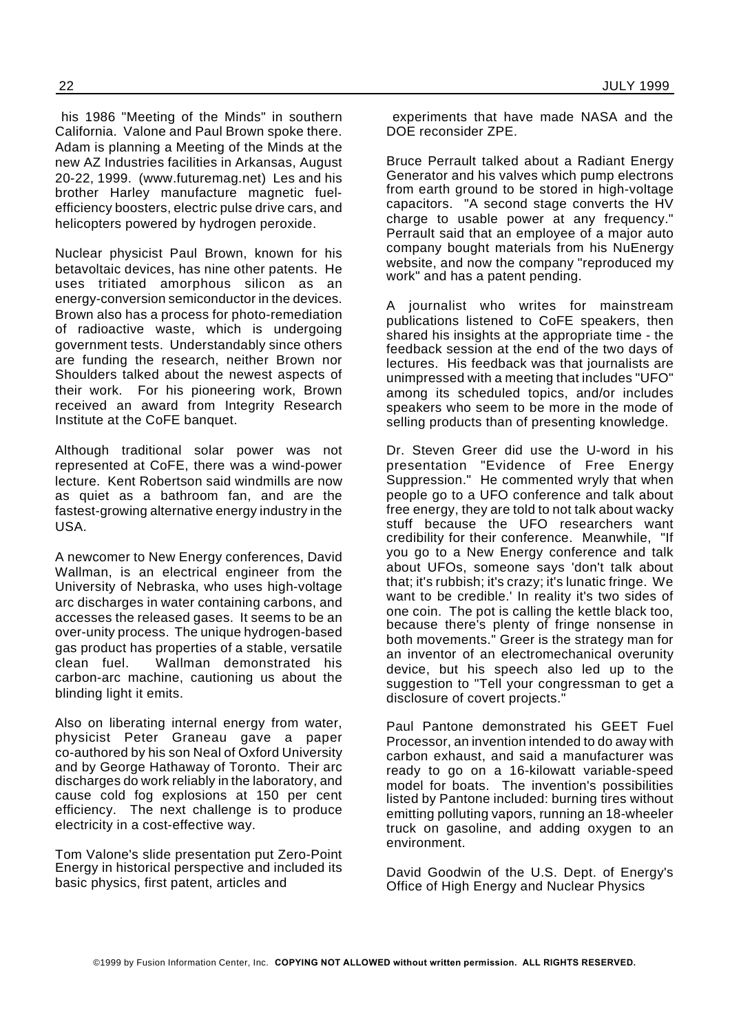his 1986 "Meeting of the Minds" in southern California. Valone and Paul Brown spoke there. Adam is planning a Meeting of the Minds at the new AZ Industries facilities in Arkansas, August 20-22, 1999. (www.futuremag.net) Les and his brother Harley manufacture magnetic fuel-efficiency boosters, electric pulse drive cars, and helicopters powered by hydrogen peroxide.

Nuclear physicist Paul Brown, known for his betavoltaic devices, has nine other patents. He uses tritiated amorphous silicon as an energy-conversion semiconductor in the devices. Brown also has a process for photo-remediation of radioactive waste, which is undergoing government tests. Understandably since others are funding the research, neither Brown nor Shoulders talked about the newest aspects of their work. For his pioneering work, Brown received an award from Integrity Research Institute at the CoFE banquet.

Although traditional solar power was not represented at CoFE, there was a wind-power lecture. Kent Robertson said windmills are now as quiet as a bathroom fan, and are the fastest-growing alternative energy industry in the USA.

A newcomer to New Energy conferences, David Wallman, is an electrical engineer from the University of Nebraska, who uses high-voltage arc discharges in water containing carbons, and accesses the released gases. It seems to be an over-unity process. The unique hydrogen-based gas product has properties of a stable, versatile clean fuel. Wallman demonstrated his carbon-arc machine, cautioning us about the blinding light it emits.

Also on liberating internal energy from water, physicist Peter Graneau gave a paper co-authored by his son Neal of Oxford University and by George Hathaway of Toronto. Their arc discharges do work reliably in the laboratory, and cause cold fog explosions at 150 per cent efficiency. The next challenge is to produce electricity in a cost-effective way.

Tom Valone's slide presentation put Zero-Point Energy in historical perspective and included its basic physics, first patent, articles and experiments that have made NASA and the DOE reconsider ZPE.

Bruce Perrault talked about a Radiant Energy Generator and his valves which pump electrons from earth ground to be stored in high-voltage capacitors. "A second stage converts the HV charge to usable power at any frequency." Perrault said that an employee of a major auto company bought materials from his NuEnergy website, and now the company "reproduced my work" and has a patent pending.

A journalist who writes for mainstream publications listened to CoFE speakers, then shared his insights at the appropriate time - the feedback session at the end of the two days of lectures. His feedback was that journalists are unimpressed with a meeting that includes "UFO" among its scheduled topics, and/or includes speakers who seem to be more in the mode of selling products than of presenting knowledge.

Dr. Steven Greer did use the U-word in his presentation "Evidence of Free Energy Suppression." He commented wryly that when people go to a UFO conference and talk about free energy, they are told to not talk about wacky stuff because the UFO researchers want credibility for their conference. Meanwhile, "If you go to a New Energy conference and talk about UFOs, someone says 'don't talk about that; it's rubbish; it's crazy; it's lunatic fringe. We want to be credible.' In reality it's two sides of one coin. The pot is calling the kettle black too, because there's plenty of fringe nonsense in both movements." Greer is the strategy man for an inventor of an electromechanical overunity device, but his speech also led up to the suggestion to "Tell your congressman to get a disclosure of covert projects."

Paul Pantone demonstrated his GEET Fuel Processor, an invention intended to do away with carbon exhaust, and said a manufacturer was ready to go on a 16-kilowatt variable-speed model for boats. The invention's possibilities listed by Pantone included: burning tires without emitting polluting vapors, running an 18-wheeler truck on gasoline, and adding oxygen to an environment.

David Goodwin of the U.S. Dept. of Energy's Office of High Energy and Nuclear Physics

©1999 by Fusion Information Center, Inc. **COPYING NOT ALLOWED without written permission. ALL RIGHTS RESERVED.**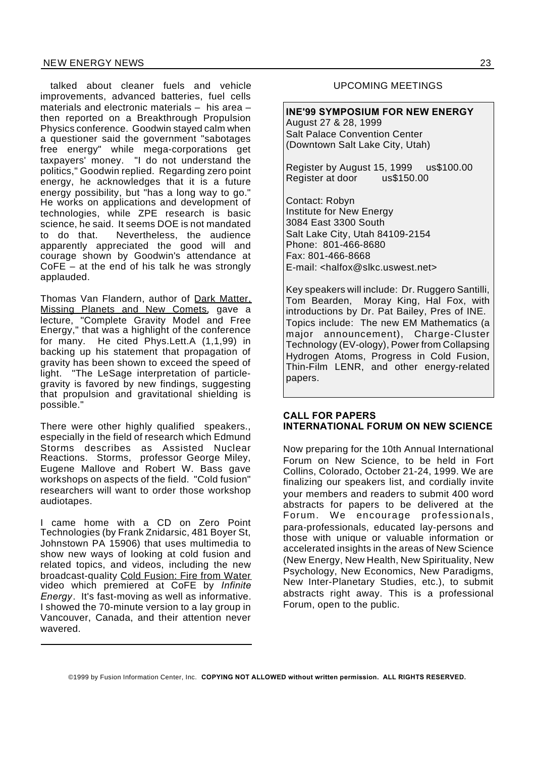talked about cleaner fuels and vehicle improvements, advanced batteries, fuel cells materials and electronic materials – his area – then reported on a Breakthrough Propulsion Physics conference. Goodwin stayed calm when a questioner said the government "sabotages free energy" while mega-corporations get taxpayers' money. "I do not understand the politics," Goodwin replied. Regarding zero point energy, he acknowledges that it is a future energy possibility, but "has a long way to go." He works on applications and development of technologies, while ZPE research is basic science, he said. It seems DOE is not mandated to do that. Nevertheless, the audience apparently appreciated the good will and courage shown by Goodwin's attendance at CoFE – at the end of his talk he was strongly applauded.

Thomas Van Flandern, author of Dark Matter, Missing Planets and New Comets, gave a lecture, "Complete Gravity Model and Free Energy," that was a highlight of the conference for many. He cited Phys.Lett.A (1,1,99) in backing up his statement that propagation of gravity has been shown to exceed the speed of light. "The LeSage interpretation of particle-gravity is favored by new findings, suggesting that propulsion and gravitational shielding is possible."

There were other highly qualified speakers., especially in the field of research which Edmund Storms describes as Assisted Nuclear Reactions. Storms, professor George Miley, Eugene Mallove and Robert W. Bass gave workshops on aspects of the field. "Cold fusion" researchers will want to order those workshop audiotapes.

I came home with a CD on Zero Point Technologies (by Frank Znidarsic, 481 Boyer St, Johnstown PA 15906) that uses multimedia to show new ways of looking at cold fusion and related topics, and videos, including the new broadcast-quality Cold Fusion: Fire from Water video which premiered at CoFE by *Infinite Energy*. It's fast-moving as well as informative. I showed the 70-minute version to a lay group in Vancouver, Canada, and their attention never wavered.

---

## UPCOMING MEETINGS

**INE'99 SYMPOSIUM FOR NEW ENERGY**
August 27 & 28, 1999
Salt Palace Convention Center
(Downtown Salt Lake City, Utah)

Register by August 15, 1999 us$100.00
Register at door us$150.00

Contact: Robyn
Institute for New Energy
3084 East 3300 South
Salt Lake City, Utah 84109-2154
Phone: 801-466-8680
Fax: 801-466-8668
E-mail: <halfox@slkc.uswest.net>

Key speakers will include: Dr. Ruggero Santilli, Tom Bearden, Moray King, Hal Fox, with introductions by Dr. Pat Bailey, Pres of INE. Topics include: The new EM Mathematics (a major announcement), Charge-Cluster Technology (EV-ology), Power from Collapsing Hydrogen Atoms, Progress in Cold Fusion, Thin-Film LENR, and other energy-related papers.

**CALL FOR PAPERS**
**INTERNATIONAL FORUM ON NEW SCIENCE**

Now preparing for the 10th Annual International Forum on New Science, to be held in Fort Collins, Colorado, October 21-24, 1999. We are finalizing our speakers list, and cordially invite your members and readers to submit 400 word abstracts for papers to be delivered at the Forum. We encourage professionals, para-professionals, educated lay-persons and those with unique or valuable information or accelerated insights in the areas of New Science (New Energy, New Health, New Spirituality, New Psychology, New Economics, New Paradigms, New Inter-Planetary Studies, etc.), to submit abstracts right away. This is a professional Forum, open to the public.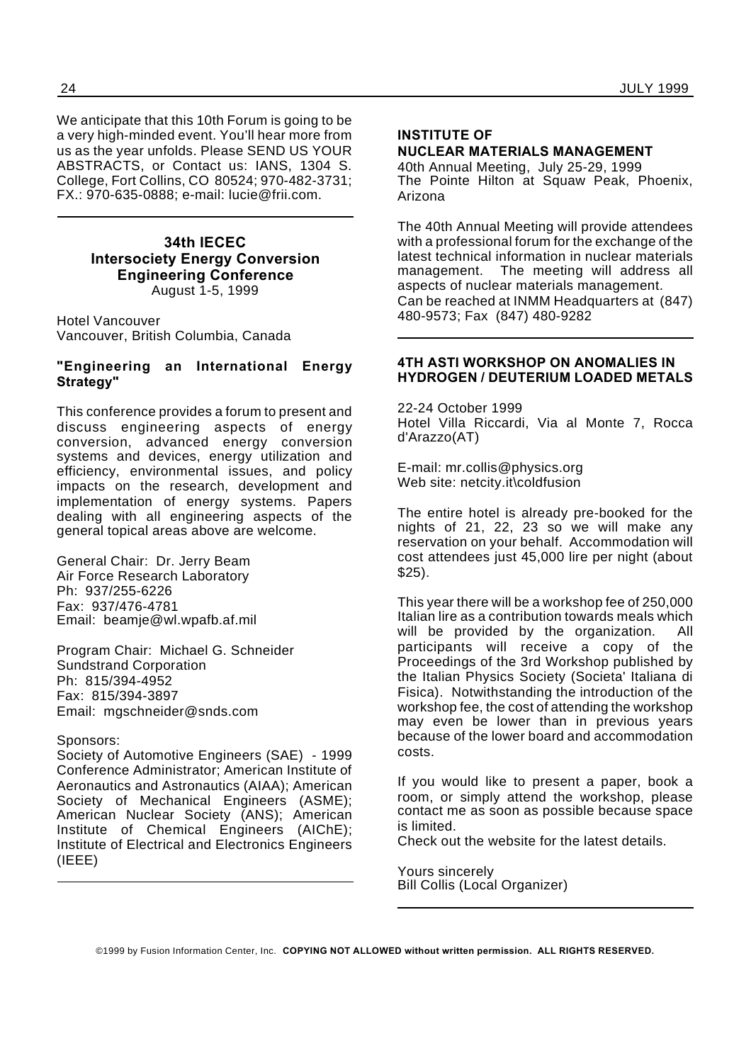We anticipate that this 10th Forum is going to be a very high-minded event. You'll hear more from us as the year unfolds. Please SEND US YOUR ABSTRACTS, or Contact us: IANS, 1304 S. College, Fort Collins, CO 80524; 970-482-3731; FX.: 970-635-0888; e-mail: lucie@frii.com.

---

## 34th IECEC
## Intersociety Energy Conversion Engineering Conference

August 1-5, 1999

Hotel Vancouver
Vancouver, British Columbia, Canada

**"Engineering an International Energy Strategy"**

This conference provides a forum to present and discuss engineering aspects of energy conversion, advanced energy conversion systems and devices, energy utilization and efficiency, environmental issues, and policy impacts on the research, development and implementation of energy systems. Papers dealing with all engineering aspects of the general topical areas above are welcome.

General Chair: Dr. Jerry Beam
Air Force Research Laboratory
Ph: 937/255-6226
Fax: 937/476-4781
Email: beamje@wl.wpafb.af.mil

Program Chair: Michael G. Schneider
Sundstrand Corporation
Ph: 815/394-4952
Fax: 815/394-3897
Email: mgschneider@snds.com

Sponsors:
Society of Automotive Engineers (SAE) - 1999 Conference Administrator; American Institute of Aeronautics and Astronautics (AIAA); American Society of Mechanical Engineers (ASME); American Nuclear Society (ANS); American Institute of Chemical Engineers (AIChE); Institute of Electrical and Electronics Engineers (IEEE)

---

## INSTITUTE OF NUCLEAR MATERIALS MANAGEMENT

40th Annual Meeting, July 25-29, 1999
The Pointe Hilton at Squaw Peak, Phoenix, Arizona

The 40th Annual Meeting will provide attendees with a professional forum for the exchange of the latest technical information in nuclear materials management. The meeting will address all aspects of nuclear materials management.
Can be reached at INMM Headquarters at (847) 480-9573; Fax (847) 480-9282

---

## 4TH ASTI WORKSHOP ON ANOMALIES IN HYDROGEN / DEUTERIUM LOADED METALS

22-24 October 1999
Hotel Villa Riccardi, Via al Monte 7, Rocca d'Arazzo(AT)

E-mail: mr.collis@physics.org
Web site: netcity.it\coldfusion

The entire hotel is already pre-booked for the nights of 21, 22, 23 so we will make any reservation on your behalf. Accommodation will cost attendees just 45,000 lire per night (about $25).

This year there will be a workshop fee of 250,000 Italian lire as a contribution towards meals which will be provided by the organization. All participants will receive a copy of the Proceedings of the 3rd Workshop published by the Italian Physics Society (Societa' Italiana di Fisica). Notwithstanding the introduction of the workshop fee, the cost of attending the workshop may even be lower than in previous years because of the lower board and accommodation costs.

If you would like to present a paper, book a room, or simply attend the workshop, please contact me as soon as possible because space is limited.
Check out the website for the latest details.

Yours sincerely
Bill Collis (Local Organizer)

---

©1999 by Fusion Information Center, Inc. **COPYING NOT ALLOWED without written permission. ALL RIGHTS RESERVED.**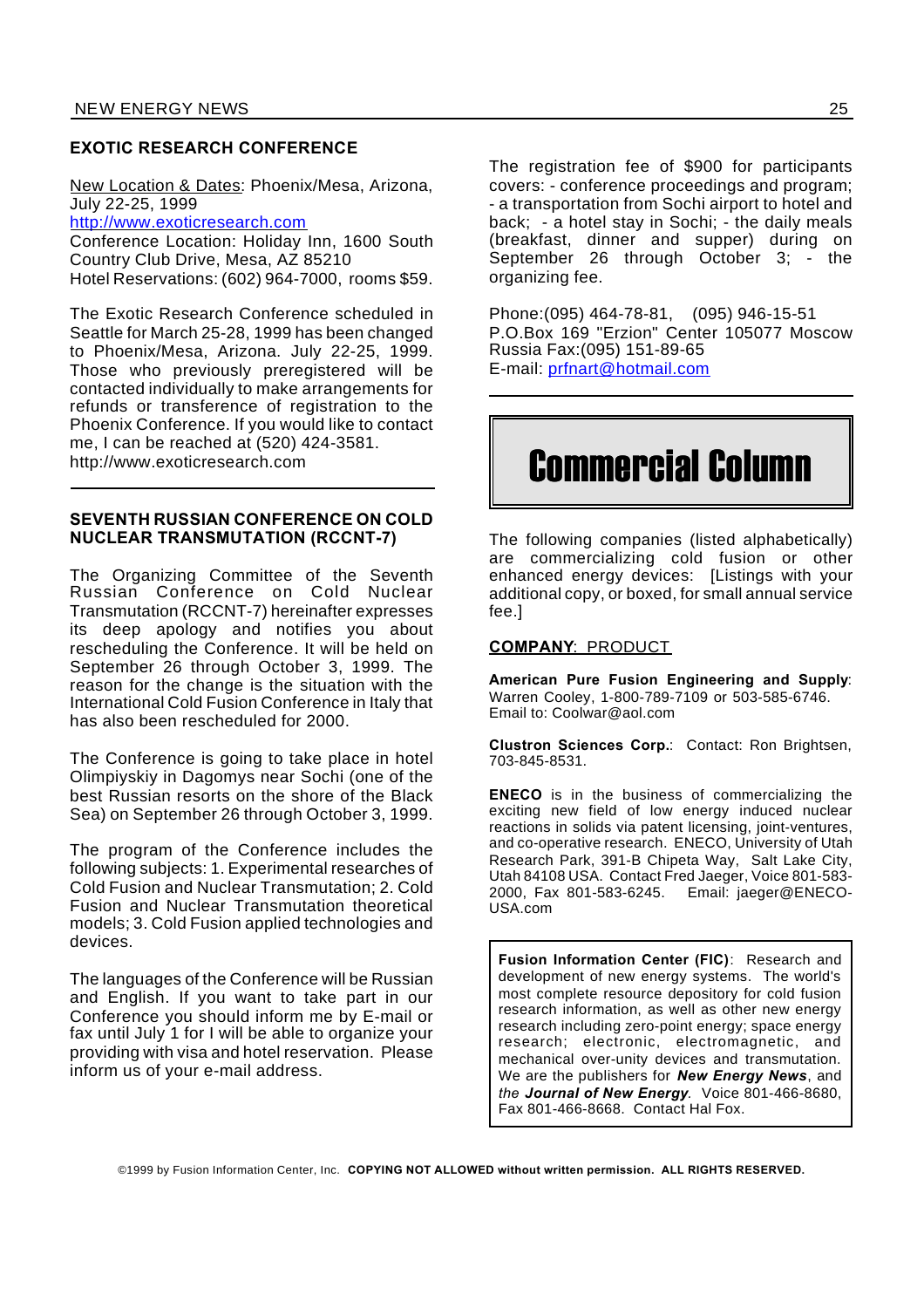## EXOTIC RESEARCH CONFERENCE

New Location & Dates: Phoenix/Mesa, Arizona, July 22-25, 1999
http://www.exoticresearch.com
Conference Location: Holiday Inn, 1600 South Country Club Drive, Mesa, AZ 85210
Hotel Reservations: (602) 964-7000, rooms $59.

The Exotic Research Conference scheduled in Seattle for March 25-28, 1999 has been changed to Phoenix/Mesa, Arizona. July 22-25, 1999. Those who previously preregistered will be contacted individually to make arrangements for refunds or transference of registration to the Phoenix Conference. If you would like to contact me, I can be reached at (520) 424-3581. http://www.exoticresearch.com

## SEVENTH RUSSIAN CONFERENCE ON COLD NUCLEAR TRANSMUTATION (RCCNT-7)

The Organizing Committee of the Seventh Russian Conference on Cold Nuclear Transmutation (RCCNT-7) hereinafter expresses its deep apology and notifies you about rescheduling the Conference. It will be held on September 26 through October 3, 1999. The reason for the change is the situation with the International Cold Fusion Conference in Italy that has also been rescheduled for 2000.

The Conference is going to take place in hotel Olimpiyskiy in Dagomys near Sochi (one of the best Russian resorts on the shore of the Black Sea) on September 26 through October 3, 1999.

The program of the Conference includes the following subjects: 1. Experimental researches of Cold Fusion and Nuclear Transmutation; 2. Cold Fusion and Nuclear Transmutation theoretical models; 3. Cold Fusion applied technologies and devices.

The languages of the Conference will be Russian and English. If you want to take part in our Conference you should inform me by E-mail or fax until July 1 for I will be able to organize your providing with visa and hotel reservation. Please inform us of your e-mail address.

The registration fee of $900 for participants covers: - conference proceedings and program; - a transportation from Sochi airport to hotel and back; - a hotel stay in Sochi; - the daily meals (breakfast, dinner and supper) during on September 26 through October 3; - the organizing fee.

Phone:(095) 464-78-81, (095) 946-15-51
P.O.Box 169 "Erzion" Center 105077 Moscow Russia Fax:(095) 151-89-65
E-mail: prfnart@hotmail.com

# Commercial Column

The following companies (listed alphabetically) are commercializing cold fusion or other enhanced energy devices: [Listings with your additional copy, or boxed, for small annual service fee.]

**COMPANY**: PRODUCT

**American Pure Fusion Engineering and Supply**: Warren Cooley, 1-800-789-7109 or 503-585-6746. Email to: Coolwar@aol.com

**Clustron Sciences Corp.**: Contact: Ron Brightsen, 703-845-8531.

**ENECO** is in the business of commercializing the exciting new field of low energy induced nuclear reactions in solids via patent licensing, joint-ventures, and co-operative research. ENECO, University of Utah Research Park, 391-B Chipeta Way, Salt Lake City, Utah 84108 USA. Contact Fred Jaeger, Voice 801-583-2000, Fax 801-583-6245. Email: jaeger@ENECO-USA.com

**Fusion Information Center (FIC)**: Research and development of new energy systems. The world's most complete resource depository for cold fusion research information, as well as other new energy research including zero-point energy; space energy research; electronic, electromagnetic, and mechanical over-unity devices and transmutation. We are the publishers for ***New Energy News***, and *the* ***Journal of New Energy****.* Voice 801-466-8680, Fax 801-466-8668. Contact Hal Fox.

©1999 by Fusion Information Center, Inc. **COPYING NOT ALLOWED without written permission. ALL RIGHTS RESERVED.**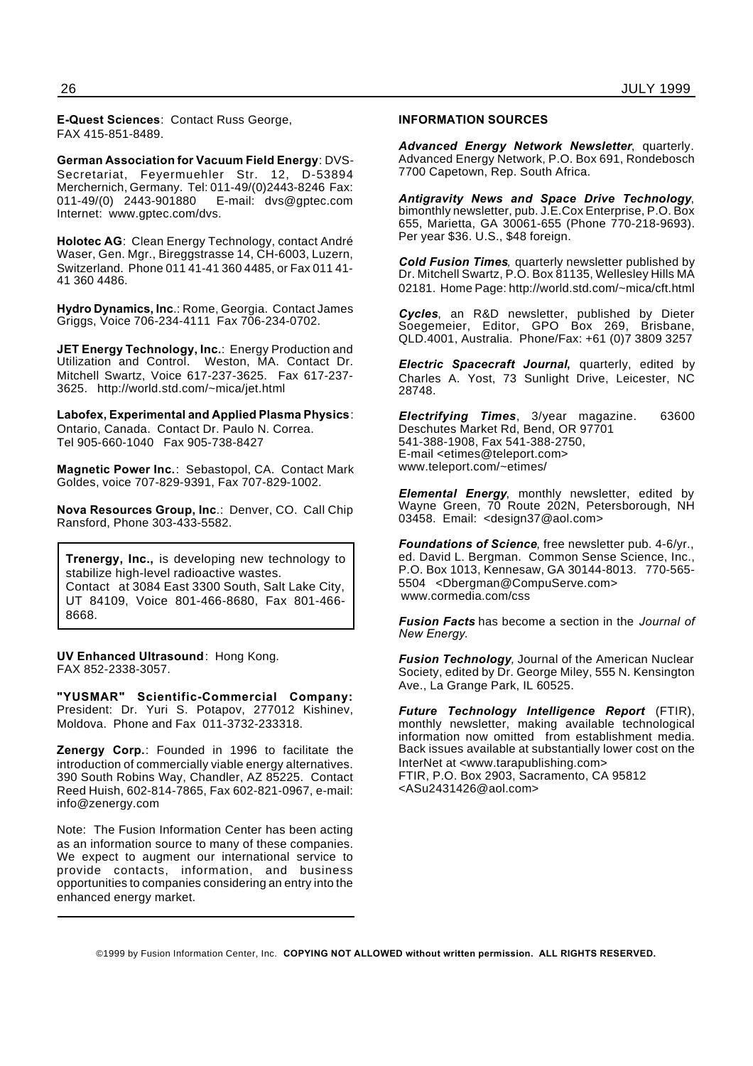**E-Quest Sciences**: Contact Russ George, FAX 415-851-8489.

**German Association for Vacuum Field Energy**: DVS-Secretariat, Feyermuehler Str. 12, D-53894 Merchernich, Germany. Tel: 011-49/(0)2443-8246 Fax: 011-49/(0) 2443-901880 E-mail: dvs@gptec.com Internet: www.gptec.com/dvs.

**Holotec AG**: Clean Energy Technology, contact André Waser, Gen. Mgr., Bireggstrasse 14, CH-6003, Luzern, Switzerland. Phone 011 41-41 360 4485, or Fax 011 41-41 360 4486.

**Hydro Dynamics, Inc**.: Rome, Georgia. Contact James Griggs, Voice 706-234-4111 Fax 706-234-0702.

**JET Energy Technology, Inc.**: Energy Production and Utilization and Control. Weston, MA. Contact Dr. Mitchell Swartz, Voice 617-237-3625. Fax 617-237-3625. http://world.std.com/~mica/jet.html

**Labofex, Experimental and Applied Plasma Physics**: Ontario, Canada. Contact Dr. Paulo N. Correa. Tel 905-660-1040 Fax 905-738-8427

**Magnetic Power Inc.**: Sebastopol, CA. Contact Mark Goldes, voice 707-829-9391, Fax 707-829-1002.

**Nova Resources Group, Inc**.: Denver, CO. Call Chip Ransford, Phone 303-433-5582.

**Trenergy, Inc.,** is developing new technology to stabilize high-level radioactive wastes. Contact at 3084 East 3300 South, Salt Lake City, UT 84109, Voice 801-466-8680, Fax 801-466-8668.

**UV Enhanced Ultrasound**: Hong Kong. FAX 852-2338-3057.

**"YUSMAR" Scientific-Commercial Company:** President: Dr. Yuri S. Potapov, 277012 Kishinev, Moldova. Phone and Fax 011-3732-233318.

**Zenergy Corp.**: Founded in 1996 to facilitate the introduction of commercially viable energy alternatives. 390 South Robins Way, Chandler, AZ 85225. Contact Reed Huish, 602-814-7865, Fax 602-821-0967, e-mail: info@zenergy.com

Note: The Fusion Information Center has been acting as an information source to many of these companies. We expect to augment our international service to provide contacts, information, and business opportunities to companies considering an entry into the enhanced energy market.

## INFORMATION SOURCES

***Advanced Energy Network Newsletter***, quarterly. Advanced Energy Network, P.O. Box 691, Rondebosch 7700 Capetown, Rep. South Africa.

***Antigravity News and Space Drive Technology***, bimonthly newsletter, pub. J.E.Cox Enterprise, P.O. Box 655, Marietta, GA 30061-655 (Phone 770-218-9693). Per year $36. U.S., $48 foreign.

***Cold Fusion Times****,* quarterly newsletter published by Dr. Mitchell Swartz, P.O. Box 81135, Wellesley Hills MA 02181. Home Page: http://world.std.com/~mica/cft.html

***Cycles***, an R&D newsletter, published by Dieter Soegemeier, Editor, GPO Box 269, Brisbane, QLD.4001, Australia. Phone/Fax: +61 (0)7 3809 3257

***Electric Spacecraft Journal*****,** quarterly, edited by Charles A. Yost, 73 Sunlight Drive, Leicester, NC 28748.

***Electrifying Times***, 3/year magazine. 63600 Deschutes Market Rd, Bend, OR 97701
541-388-1908, Fax 541-388-2750,
E-mail <etimes@teleport.com>
www.teleport.com/~etimes/

***Elemental Energy****,* monthly newsletter, edited by Wayne Green, 70 Route 202N, Petersborough, NH 03458. Email: <design37@aol.com>

***Foundations of Science****,* free newsletter pub. 4-6/yr., ed. David L. Bergman. Common Sense Science, Inc., P.O. Box 1013, Kennesaw, GA 30144-8013. 770-565-5504 <Dbergman@CompuServe.com>
www.cormedia.com/css

***Fusion Facts*** has become a section in the *Journal of New Energy.*

***Fusion Technology****,* Journal of the American Nuclear Society, edited by Dr. George Miley, 555 N. Kensington Ave., La Grange Park, IL 60525.

***Future Technology Intelligence Report*** (FTIR), monthly newsletter, making available technological information now omitted from establishment media. Back issues available at substantially lower cost on the InterNet at <www.tarapublishing.com>
FTIR, P.O. Box 2903, Sacramento, CA 95812
<ASu2431426@aol.com>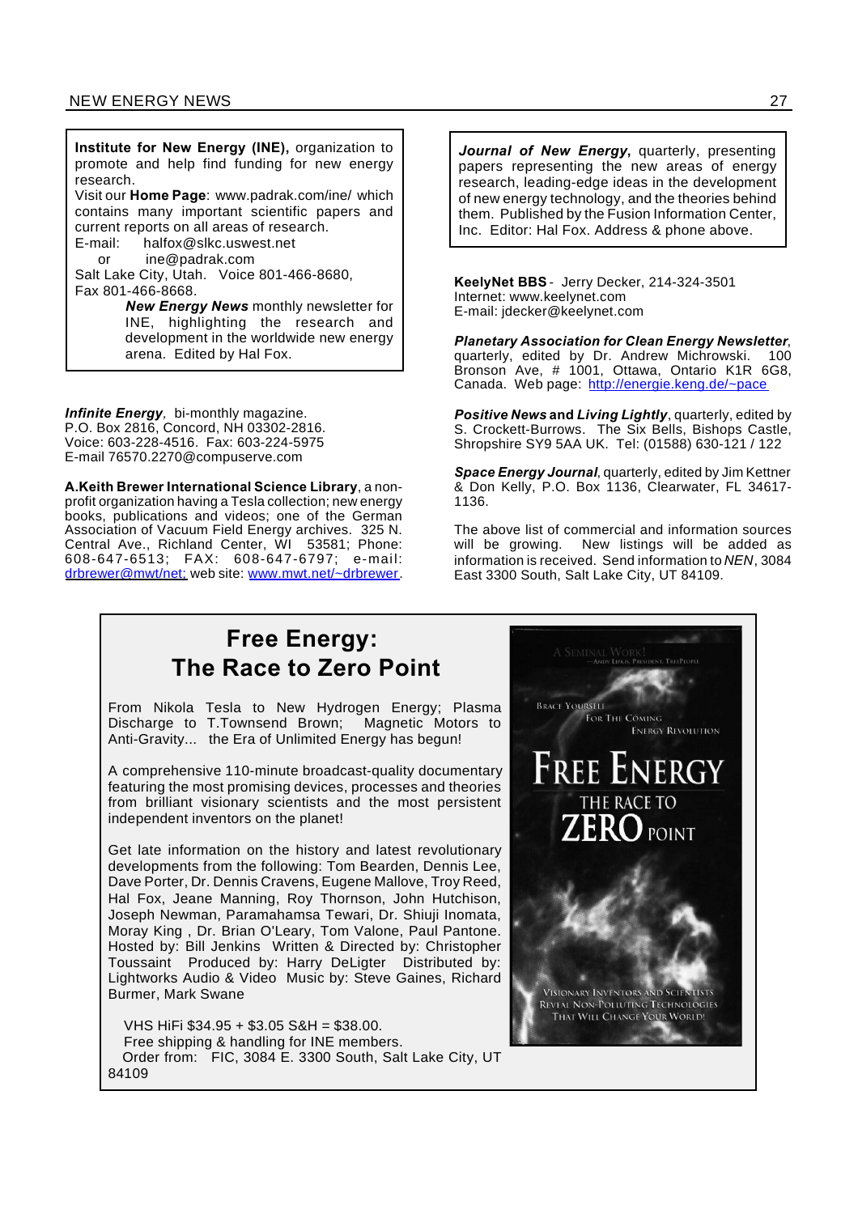**Institute for New Energy (INE),** organization to promote and help find funding for new energy research.
Visit our **Home Page**: www.padrak.com/ine/ which contains many important scientific papers and current reports on all areas of research.
E-mail: halfox@slkc.uswest.net
or ine@padrak.com
Salt Lake City, Utah. Voice 801-466-8680, Fax 801-466-8668.

***New Energy News*** monthly newsletter for INE, highlighting the research and development in the worldwide new energy arena. Edited by Hal Fox.

***Infinite Energy***, bi-monthly magazine. P.O. Box 2816, Concord, NH 03302-2816. Voice: 603-228-4516. Fax: 603-224-5975 E-mail 76570.2270@compuserve.com

**A.Keith Brewer International Science Library**, a non-profit organization having a Tesla collection; new energy books, publications and videos; one of the German Association of Vacuum Field Energy archives. 325 N. Central Ave., Richland Center, WI 53581; Phone: 608-647-6513; FAX: 608-647-6797; e-mail: drbrewer@mwt/net; web site: www.mwt.net/~drbrewer.

***Journal of New Energy***, quarterly, presenting papers representing the new areas of energy research, leading-edge ideas in the development of new energy technology, and the theories behind them. Published by the Fusion Information Center, Inc. Editor: Hal Fox. Address & phone above.

**KeelyNet BBS** - Jerry Decker, 214-324-3501
Internet: www.keelynet.com
E-mail: jdecker@keelynet.com

***Planetary Association for Clean Energy Newsletter***, quarterly, edited by Dr. Andrew Michrowski. 100 Bronson Ave, # 1001, Ottawa, Ontario K1R 6G8, Canada. Web page: http://energie.keng.de/~pace

***Positive News*** **and** ***Living Lightly***, quarterly, edited by S. Crockett-Burrows. The Six Bells, Bishops Castle, Shropshire SY9 5AA UK. Tel: (01588) 630-121 / 122

***Space Energy Journal***, quarterly, edited by Jim Kettner & Don Kelly, P.O. Box 1136, Clearwater, FL 34617-1136.

The above list of commercial and information sources will be growing. New listings will be added as information is received. Send information to *NEN*, 3084 East 3300 South, Salt Lake City, UT 84109.

## Free Energy: The Race to Zero Point

From Nikola Tesla to New Hydrogen Energy; Plasma Discharge to T.Townsend Brown; Magnetic Motors to Anti-Gravity... the Era of Unlimited Energy has begun!

A comprehensive 110-minute broadcast-quality documentary featuring the most promising devices, processes and theories from brilliant visionary scientists and the most persistent independent inventors on the planet!

Get late information on the history and latest revolutionary developments from the following: Tom Bearden, Dennis Lee, Dave Porter, Dr. Dennis Cravens, Eugene Mallove, Troy Reed, Hal Fox, Jeane Manning, Roy Thornson, John Hutchison, Joseph Newman, Paramahamsa Tewari, Dr. Shiuji Inomata, Moray King , Dr. Brian O'Leary, Tom Valone, Paul Pantone. Hosted by: Bill Jenkins Written & Directed by: Christopher Toussaint Produced by: Harry DeLigter Distributed by: Lightworks Audio & Video Music by: Steve Gaines, Richard Burmer, Mark Swane

VHS HiFi $34.95 + $3.05 S&H = $38.00.
Free shipping & handling for INE members.
Order from: FIC, 3084 E. 3300 South, Salt Lake City, UT 84109

A SEMINAL WORK! —Andy Lipkis, President, TreePeople

BRACE YOURSELF FOR THE COMING ENERGY REVOLUTION

FREE ENERGY THE RACE TO ZERO POINT

VISIONARY INVENTORS AND SCIENTISTS REVEAL NON-POLLUTING TECHNOLOGIES THAT WILL CHANGE YOUR WORLD!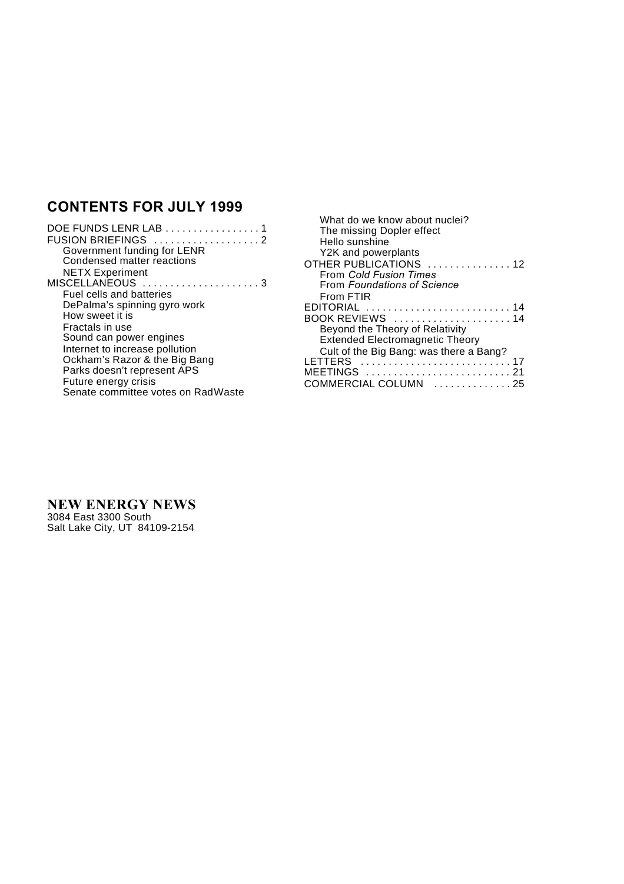## CONTENTS FOR JULY 1999

DOE FUNDS LENR LAB . . . . . . . . . . . . . . . . . 1
FUSION BRIEFINGS . . . . . . . . . . . . . . . . . . 2
- Government funding for LENR
- Condensed matter reactions
- NETX Experiment

MISCELLANEOUS . . . . . . . . . . . . . . . . . . . . 3
- Fuel cells and batteries
- DePalma's spinning gyro work
- How sweet it is
- Fractals in use
- Sound can power engines
- Internet to increase pollution
- Ockham's Razor & the Big Bang
- Parks doesn't represent APS
- Future energy crisis
- Senate committee votes on RadWaste
- What do we know about nuclei?
- The missing Dopler effect
- Hello sunshine
- Y2K and powerplants

OTHER PUBLICATIONS . . . . . . . . . . . . . . . 12
- From *Cold Fusion Times*
- From *Foundations of Science*
- From FTIR

EDITORIAL . . . . . . . . . . . . . . . . . . . . . . . . . 14
BOOK REVIEWS . . . . . . . . . . . . . . . . . . . . 14
- Beyond the Theory of Relativity
- Extended Electromagnetic Theory
- Cult of the Big Bang: was there a Bang?

LETTERS . . . . . . . . . . . . . . . . . . . . . . . . . . 17
MEETINGS . . . . . . . . . . . . . . . . . . . . . . . . . 21
COMMERCIAL COLUMN . . . . . . . . . . . . . . 25

**NEW ENERGY NEWS**
3084 East 3300 South
Salt Lake City, UT 84109-2154